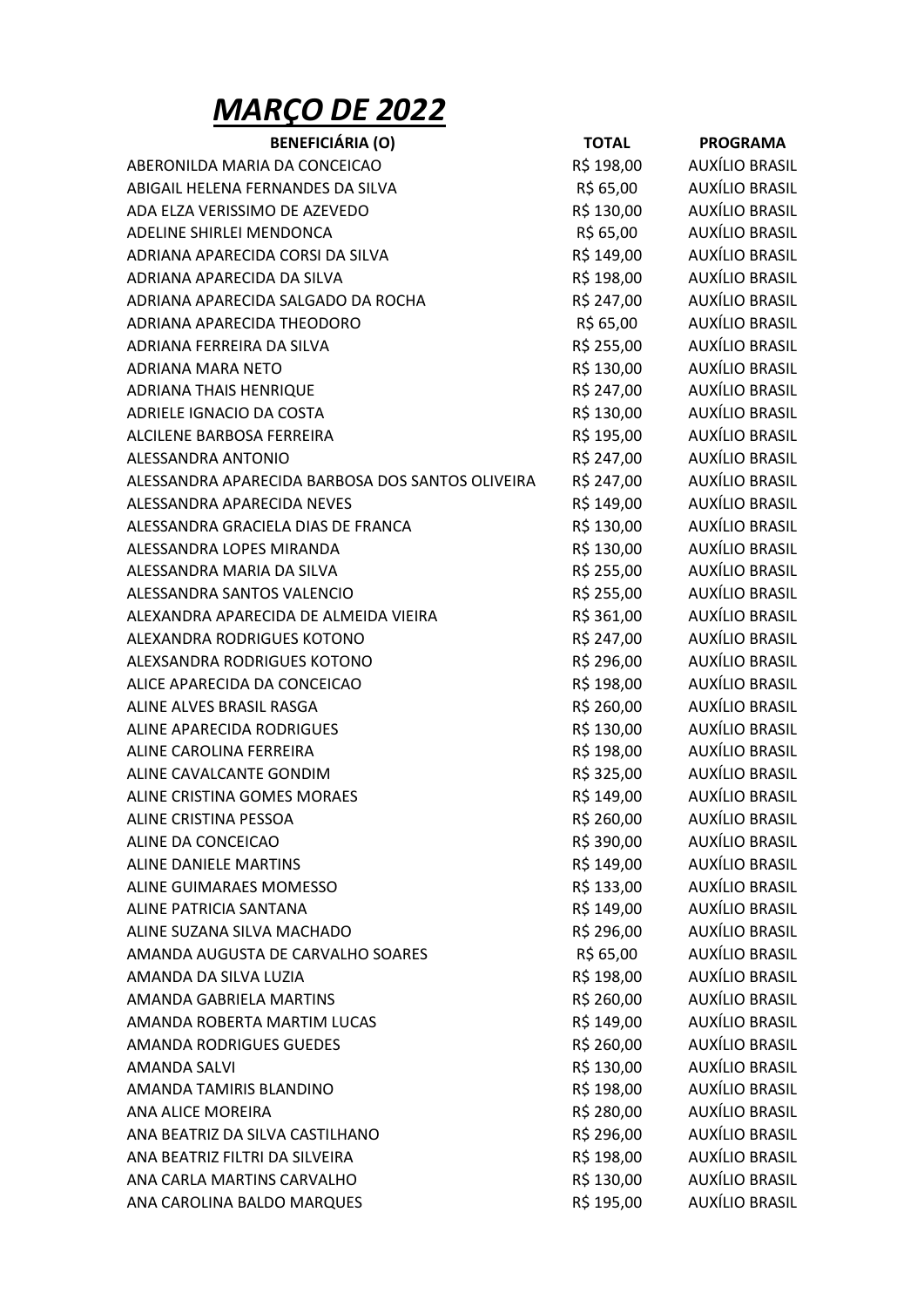# ***MARÇO DE 2022***

| BENEFICIÁRIA (O) | TOTAL | PROGRAMA |
|---|---|---|
| ABERONILDA MARIA DA CONCEICAO | R$ 198,00 | AUXÍLIO BRASIL |
| ABIGAIL HELENA FERNANDES DA SILVA | R$ 65,00 | AUXÍLIO BRASIL |
| ADA ELZA VERISSIMO DE AZEVEDO | R$ 130,00 | AUXÍLIO BRASIL |
| ADELINE SHIRLEI MENDONCA | R$ 65,00 | AUXÍLIO BRASIL |
| ADRIANA APARECIDA CORSI DA SILVA | R$ 149,00 | AUXÍLIO BRASIL |
| ADRIANA APARECIDA DA SILVA | R$ 198,00 | AUXÍLIO BRASIL |
| ADRIANA APARECIDA SALGADO DA ROCHA | R$ 247,00 | AUXÍLIO BRASIL |
| ADRIANA APARECIDA THEODORO | R$ 65,00 | AUXÍLIO BRASIL |
| ADRIANA FERREIRA DA SILVA | R$ 255,00 | AUXÍLIO BRASIL |
| ADRIANA MARA NETO | R$ 130,00 | AUXÍLIO BRASIL |
| ADRIANA THAIS HENRIQUE | R$ 247,00 | AUXÍLIO BRASIL |
| ADRIELE IGNACIO DA COSTA | R$ 130,00 | AUXÍLIO BRASIL |
| ALCILENE BARBOSA FERREIRA | R$ 195,00 | AUXÍLIO BRASIL |
| ALESSANDRA ANTONIO | R$ 247,00 | AUXÍLIO BRASIL |
| ALESSANDRA APARECIDA BARBOSA DOS SANTOS OLIVEIRA | R$ 247,00 | AUXÍLIO BRASIL |
| ALESSANDRA APARECIDA NEVES | R$ 149,00 | AUXÍLIO BRASIL |
| ALESSANDRA GRACIELA DIAS DE FRANCA | R$ 130,00 | AUXÍLIO BRASIL |
| ALESSANDRA LOPES MIRANDA | R$ 130,00 | AUXÍLIO BRASIL |
| ALESSANDRA MARIA DA SILVA | R$ 255,00 | AUXÍLIO BRASIL |
| ALESSANDRA SANTOS VALENCIO | R$ 255,00 | AUXÍLIO BRASIL |
| ALEXANDRA APARECIDA DE ALMEIDA VIEIRA | R$ 361,00 | AUXÍLIO BRASIL |
| ALEXANDRA RODRIGUES KOTONO | R$ 247,00 | AUXÍLIO BRASIL |
| ALEXSANDRA RODRIGUES KOTONO | R$ 296,00 | AUXÍLIO BRASIL |
| ALICE APARECIDA DA CONCEICAO | R$ 198,00 | AUXÍLIO BRASIL |
| ALINE ALVES BRASIL RASGA | R$ 260,00 | AUXÍLIO BRASIL |
| ALINE APARECIDA RODRIGUES | R$ 130,00 | AUXÍLIO BRASIL |
| ALINE CAROLINA FERREIRA | R$ 198,00 | AUXÍLIO BRASIL |
| ALINE CAVALCANTE GONDIM | R$ 325,00 | AUXÍLIO BRASIL |
| ALINE CRISTINA GOMES MORAES | R$ 149,00 | AUXÍLIO BRASIL |
| ALINE CRISTINA PESSOA | R$ 260,00 | AUXÍLIO BRASIL |
| ALINE DA CONCEICAO | R$ 390,00 | AUXÍLIO BRASIL |
| ALINE DANIELE MARTINS | R$ 149,00 | AUXÍLIO BRASIL |
| ALINE GUIMARAES MOMESSO | R$ 133,00 | AUXÍLIO BRASIL |
| ALINE PATRICIA SANTANA | R$ 149,00 | AUXÍLIO BRASIL |
| ALINE SUZANA SILVA MACHADO | R$ 296,00 | AUXÍLIO BRASIL |
| AMANDA AUGUSTA DE CARVALHO SOARES | R$ 65,00 | AUXÍLIO BRASIL |
| AMANDA DA SILVA LUZIA | R$ 198,00 | AUXÍLIO BRASIL |
| AMANDA GABRIELA MARTINS | R$ 260,00 | AUXÍLIO BRASIL |
| AMANDA ROBERTA MARTIM LUCAS | R$ 149,00 | AUXÍLIO BRASIL |
| AMANDA RODRIGUES GUEDES | R$ 260,00 | AUXÍLIO BRASIL |
| AMANDA SALVI | R$ 130,00 | AUXÍLIO BRASIL |
| AMANDA TAMIRIS BLANDINO | R$ 198,00 | AUXÍLIO BRASIL |
| ANA ALICE MOREIRA | R$ 280,00 | AUXÍLIO BRASIL |
| ANA BEATRIZ DA SILVA CASTILHANO | R$ 296,00 | AUXÍLIO BRASIL |
| ANA BEATRIZ FILTRI DA SILVEIRA | R$ 198,00 | AUXÍLIO BRASIL |
| ANA CARLA MARTINS CARVALHO | R$ 130,00 | AUXÍLIO BRASIL |
| ANA CAROLINA BALDO MARQUES | R$ 195,00 | AUXÍLIO BRASIL |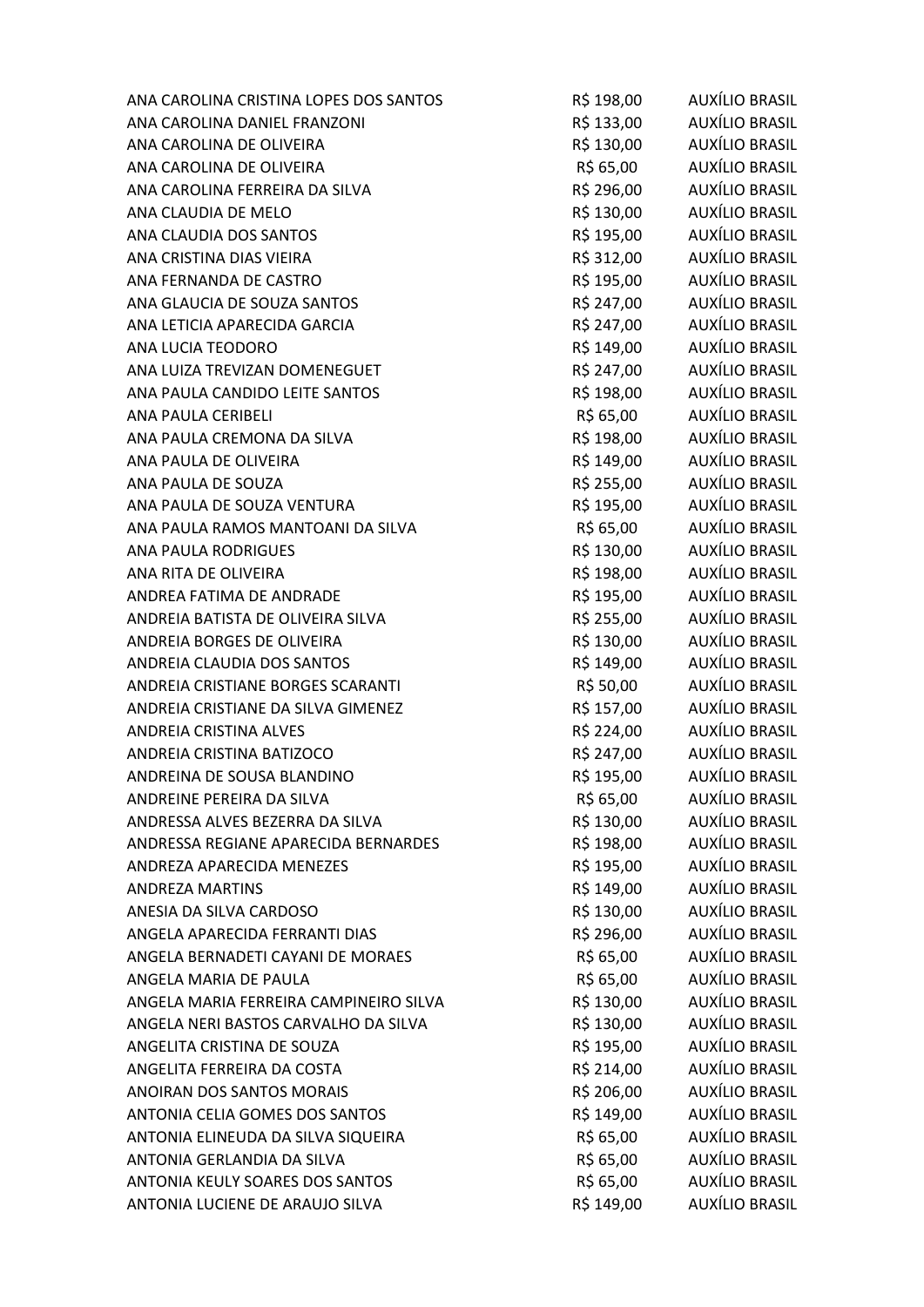| | | |
|---|---|---|
| ANA CAROLINA CRISTINA LOPES DOS SANTOS | R$ 198,00 | AUXÍLIO BRASIL |
| ANA CAROLINA DANIEL FRANZONI | R$ 133,00 | AUXÍLIO BRASIL |
| ANA CAROLINA DE OLIVEIRA | R$ 130,00 | AUXÍLIO BRASIL |
| ANA CAROLINA DE OLIVEIRA | R$ 65,00 | AUXÍLIO BRASIL |
| ANA CAROLINA FERREIRA DA SILVA | R$ 296,00 | AUXÍLIO BRASIL |
| ANA CLAUDIA DE MELO | R$ 130,00 | AUXÍLIO BRASIL |
| ANA CLAUDIA DOS SANTOS | R$ 195,00 | AUXÍLIO BRASIL |
| ANA CRISTINA DIAS VIEIRA | R$ 312,00 | AUXÍLIO BRASIL |
| ANA FERNANDA DE CASTRO | R$ 195,00 | AUXÍLIO BRASIL |
| ANA GLAUCIA DE SOUZA SANTOS | R$ 247,00 | AUXÍLIO BRASIL |
| ANA LETICIA APARECIDA GARCIA | R$ 247,00 | AUXÍLIO BRASIL |
| ANA LUCIA TEODORO | R$ 149,00 | AUXÍLIO BRASIL |
| ANA LUIZA TREVIZAN DOMENEGUET | R$ 247,00 | AUXÍLIO BRASIL |
| ANA PAULA CANDIDO LEITE SANTOS | R$ 198,00 | AUXÍLIO BRASIL |
| ANA PAULA CERIBELI | R$ 65,00 | AUXÍLIO BRASIL |
| ANA PAULA CREMONA DA SILVA | R$ 198,00 | AUXÍLIO BRASIL |
| ANA PAULA DE OLIVEIRA | R$ 149,00 | AUXÍLIO BRASIL |
| ANA PAULA DE SOUZA | R$ 255,00 | AUXÍLIO BRASIL |
| ANA PAULA DE SOUZA VENTURA | R$ 195,00 | AUXÍLIO BRASIL |
| ANA PAULA RAMOS MANTOANI DA SILVA | R$ 65,00 | AUXÍLIO BRASIL |
| ANA PAULA RODRIGUES | R$ 130,00 | AUXÍLIO BRASIL |
| ANA RITA DE OLIVEIRA | R$ 198,00 | AUXÍLIO BRASIL |
| ANDREA FATIMA DE ANDRADE | R$ 195,00 | AUXÍLIO BRASIL |
| ANDREIA BATISTA DE OLIVEIRA SILVA | R$ 255,00 | AUXÍLIO BRASIL |
| ANDREIA BORGES DE OLIVEIRA | R$ 130,00 | AUXÍLIO BRASIL |
| ANDREIA CLAUDIA DOS SANTOS | R$ 149,00 | AUXÍLIO BRASIL |
| ANDREIA CRISTIANE BORGES SCARANTI | R$ 50,00 | AUXÍLIO BRASIL |
| ANDREIA CRISTIANE DA SILVA GIMENEZ | R$ 157,00 | AUXÍLIO BRASIL |
| ANDREIA CRISTINA ALVES | R$ 224,00 | AUXÍLIO BRASIL |
| ANDREIA CRISTINA BATIZOCO | R$ 247,00 | AUXÍLIO BRASIL |
| ANDREINA DE SOUSA BLANDINO | R$ 195,00 | AUXÍLIO BRASIL |
| ANDREINE PEREIRA DA SILVA | R$ 65,00 | AUXÍLIO BRASIL |
| ANDRESSA ALVES BEZERRA DA SILVA | R$ 130,00 | AUXÍLIO BRASIL |
| ANDRESSA REGIANE APARECIDA BERNARDES | R$ 198,00 | AUXÍLIO BRASIL |
| ANDREZA APARECIDA MENEZES | R$ 195,00 | AUXÍLIO BRASIL |
| ANDREZA MARTINS | R$ 149,00 | AUXÍLIO BRASIL |
| ANESIA DA SILVA CARDOSO | R$ 130,00 | AUXÍLIO BRASIL |
| ANGELA APARECIDA FERRANTI DIAS | R$ 296,00 | AUXÍLIO BRASIL |
| ANGELA BERNADETI CAYANI DE MORAES | R$ 65,00 | AUXÍLIO BRASIL |
| ANGELA MARIA DE PAULA | R$ 65,00 | AUXÍLIO BRASIL |
| ANGELA MARIA FERREIRA CAMPINEIRO SILVA | R$ 130,00 | AUXÍLIO BRASIL |
| ANGELA NERI BASTOS CARVALHO DA SILVA | R$ 130,00 | AUXÍLIO BRASIL |
| ANGELITA CRISTINA DE SOUZA | R$ 195,00 | AUXÍLIO BRASIL |
| ANGELITA FERREIRA DA COSTA | R$ 214,00 | AUXÍLIO BRASIL |
| ANOIRAN DOS SANTOS MORAIS | R$ 206,00 | AUXÍLIO BRASIL |
| ANTONIA CELIA GOMES DOS SANTOS | R$ 149,00 | AUXÍLIO BRASIL |
| ANTONIA ELINEUDA DA SILVA SIQUEIRA | R$ 65,00 | AUXÍLIO BRASIL |
| ANTONIA GERLANDIA DA SILVA | R$ 65,00 | AUXÍLIO BRASIL |
| ANTONIA KEULY SOARES DOS SANTOS | R$ 65,00 | AUXÍLIO BRASIL |
| ANTONIA LUCIENE DE ARAUJO SILVA | R$ 149,00 | AUXÍLIO BRASIL |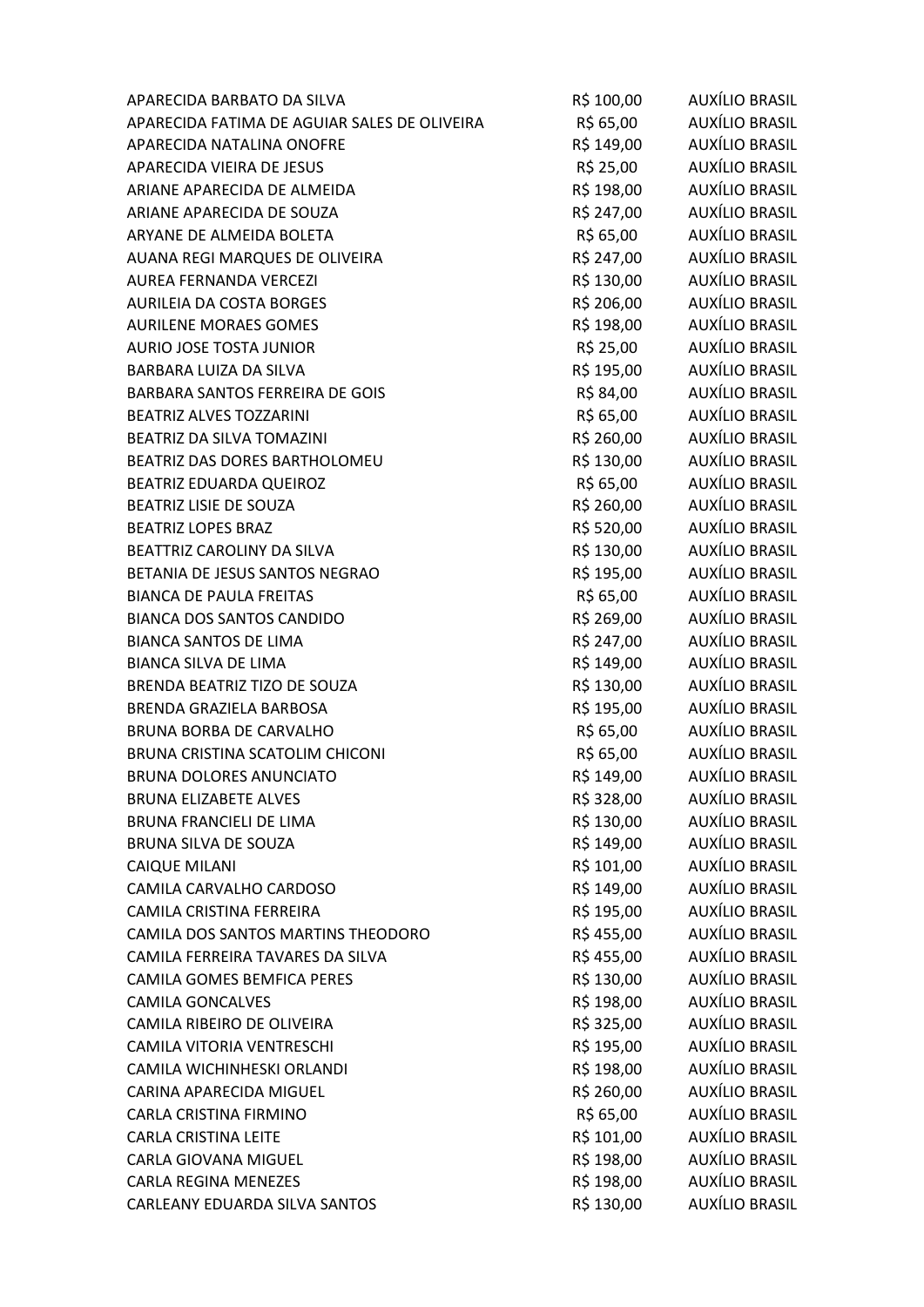| | | |
|---|---|---|
| APARECIDA BARBATO DA SILVA | R$ 100,00 | AUXÍLIO BRASIL |
| APARECIDA FATIMA DE AGUIAR SALES DE OLIVEIRA | R$ 65,00 | AUXÍLIO BRASIL |
| APARECIDA NATALINA ONOFRE | R$ 149,00 | AUXÍLIO BRASIL |
| APARECIDA VIEIRA DE JESUS | R$ 25,00 | AUXÍLIO BRASIL |
| ARIANE APARECIDA DE ALMEIDA | R$ 198,00 | AUXÍLIO BRASIL |
| ARIANE APARECIDA DE SOUZA | R$ 247,00 | AUXÍLIO BRASIL |
| ARYANE DE ALMEIDA BOLETA | R$ 65,00 | AUXÍLIO BRASIL |
| AUANA REGI MARQUES DE OLIVEIRA | R$ 247,00 | AUXÍLIO BRASIL |
| AUREA FERNANDA VERCEZI | R$ 130,00 | AUXÍLIO BRASIL |
| AURILEIA DA COSTA BORGES | R$ 206,00 | AUXÍLIO BRASIL |
| AURILENE MORAES GOMES | R$ 198,00 | AUXÍLIO BRASIL |
| AURIO JOSE TOSTA JUNIOR | R$ 25,00 | AUXÍLIO BRASIL |
| BARBARA LUIZA DA SILVA | R$ 195,00 | AUXÍLIO BRASIL |
| BARBARA SANTOS FERREIRA DE GOIS | R$ 84,00 | AUXÍLIO BRASIL |
| BEATRIZ ALVES TOZZARINI | R$ 65,00 | AUXÍLIO BRASIL |
| BEATRIZ DA SILVA TOMAZINI | R$ 260,00 | AUXÍLIO BRASIL |
| BEATRIZ DAS DORES BARTHOLOMEU | R$ 130,00 | AUXÍLIO BRASIL |
| BEATRIZ EDUARDA QUEIROZ | R$ 65,00 | AUXÍLIO BRASIL |
| BEATRIZ LISIE DE SOUZA | R$ 260,00 | AUXÍLIO BRASIL |
| BEATRIZ LOPES BRAZ | R$ 520,00 | AUXÍLIO BRASIL |
| BEATTRIZ CAROLINY DA SILVA | R$ 130,00 | AUXÍLIO BRASIL |
| BETANIA DE JESUS SANTOS NEGRAO | R$ 195,00 | AUXÍLIO BRASIL |
| BIANCA DE PAULA FREITAS | R$ 65,00 | AUXÍLIO BRASIL |
| BIANCA DOS SANTOS CANDIDO | R$ 269,00 | AUXÍLIO BRASIL |
| BIANCA SANTOS DE LIMA | R$ 247,00 | AUXÍLIO BRASIL |
| BIANCA SILVA DE LIMA | R$ 149,00 | AUXÍLIO BRASIL |
| BRENDA BEATRIZ TIZO DE SOUZA | R$ 130,00 | AUXÍLIO BRASIL |
| BRENDA GRAZIELA BARBOSA | R$ 195,00 | AUXÍLIO BRASIL |
| BRUNA BORBA DE CARVALHO | R$ 65,00 | AUXÍLIO BRASIL |
| BRUNA CRISTINA SCATOLIM CHICONI | R$ 65,00 | AUXÍLIO BRASIL |
| BRUNA DOLORES ANUNCIATO | R$ 149,00 | AUXÍLIO BRASIL |
| BRUNA ELIZABETE ALVES | R$ 328,00 | AUXÍLIO BRASIL |
| BRUNA FRANCIELI DE LIMA | R$ 130,00 | AUXÍLIO BRASIL |
| BRUNA SILVA DE SOUZA | R$ 149,00 | AUXÍLIO BRASIL |
| CAIQUE MILANI | R$ 101,00 | AUXÍLIO BRASIL |
| CAMILA CARVALHO CARDOSO | R$ 149,00 | AUXÍLIO BRASIL |
| CAMILA CRISTINA FERREIRA | R$ 195,00 | AUXÍLIO BRASIL |
| CAMILA DOS SANTOS MARTINS THEODORO | R$ 455,00 | AUXÍLIO BRASIL |
| CAMILA FERREIRA TAVARES DA SILVA | R$ 455,00 | AUXÍLIO BRASIL |
| CAMILA GOMES BEMFICA PERES | R$ 130,00 | AUXÍLIO BRASIL |
| CAMILA GONCALVES | R$ 198,00 | AUXÍLIO BRASIL |
| CAMILA RIBEIRO DE OLIVEIRA | R$ 325,00 | AUXÍLIO BRASIL |
| CAMILA VITORIA VENTRESCHI | R$ 195,00 | AUXÍLIO BRASIL |
| CAMILA WICHINHESKI ORLANDI | R$ 198,00 | AUXÍLIO BRASIL |
| CARINA APARECIDA MIGUEL | R$ 260,00 | AUXÍLIO BRASIL |
| CARLA CRISTINA FIRMINO | R$ 65,00 | AUXÍLIO BRASIL |
| CARLA CRISTINA LEITE | R$ 101,00 | AUXÍLIO BRASIL |
| CARLA GIOVANA MIGUEL | R$ 198,00 | AUXÍLIO BRASIL |
| CARLA REGINA MENEZES | R$ 198,00 | AUXÍLIO BRASIL |
| CARLEANY EDUARDA SILVA SANTOS | R$ 130,00 | AUXÍLIO BRASIL |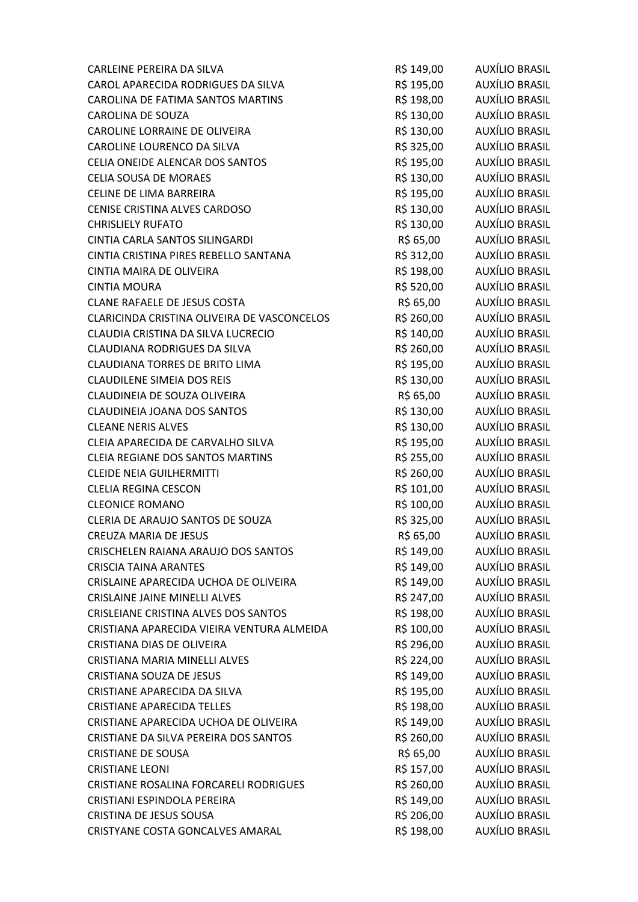| | | |
|---|---|---|
| CARLEINE PEREIRA DA SILVA | R$ 149,00 | AUXÍLIO BRASIL |
| CAROL APARECIDA RODRIGUES DA SILVA | R$ 195,00 | AUXÍLIO BRASIL |
| CAROLINA DE FATIMA SANTOS MARTINS | R$ 198,00 | AUXÍLIO BRASIL |
| CAROLINA DE SOUZA | R$ 130,00 | AUXÍLIO BRASIL |
| CAROLINE LORRAINE DE OLIVEIRA | R$ 130,00 | AUXÍLIO BRASIL |
| CAROLINE LOURENCO DA SILVA | R$ 325,00 | AUXÍLIO BRASIL |
| CELIA ONEIDE ALENCAR DOS SANTOS | R$ 195,00 | AUXÍLIO BRASIL |
| CELIA SOUSA DE MORAES | R$ 130,00 | AUXÍLIO BRASIL |
| CELINE DE LIMA BARREIRA | R$ 195,00 | AUXÍLIO BRASIL |
| CENISE CRISTINA ALVES CARDOSO | R$ 130,00 | AUXÍLIO BRASIL |
| CHRISLIELY RUFATO | R$ 130,00 | AUXÍLIO BRASIL |
| CINTIA CARLA SANTOS SILINGARDI | R$ 65,00 | AUXÍLIO BRASIL |
| CINTIA CRISTINA PIRES REBELLO SANTANA | R$ 312,00 | AUXÍLIO BRASIL |
| CINTIA MAIRA DE OLIVEIRA | R$ 198,00 | AUXÍLIO BRASIL |
| CINTIA MOURA | R$ 520,00 | AUXÍLIO BRASIL |
| CLANE RAFAELE DE JESUS COSTA | R$ 65,00 | AUXÍLIO BRASIL |
| CLARICINDA CRISTINA OLIVEIRA DE VASCONCELOS | R$ 260,00 | AUXÍLIO BRASIL |
| CLAUDIA CRISTINA DA SILVA LUCRECIO | R$ 140,00 | AUXÍLIO BRASIL |
| CLAUDIANA RODRIGUES DA SILVA | R$ 260,00 | AUXÍLIO BRASIL |
| CLAUDIANA TORRES DE BRITO LIMA | R$ 195,00 | AUXÍLIO BRASIL |
| CLAUDILENE SIMEIA DOS REIS | R$ 130,00 | AUXÍLIO BRASIL |
| CLAUDINEIA DE SOUZA OLIVEIRA | R$ 65,00 | AUXÍLIO BRASIL |
| CLAUDINEIA JOANA DOS SANTOS | R$ 130,00 | AUXÍLIO BRASIL |
| CLEANE NERIS ALVES | R$ 130,00 | AUXÍLIO BRASIL |
| CLEIA APARECIDA DE CARVALHO SILVA | R$ 195,00 | AUXÍLIO BRASIL |
| CLEIA REGIANE DOS SANTOS MARTINS | R$ 255,00 | AUXÍLIO BRASIL |
| CLEIDE NEIA GUILHERMITTI | R$ 260,00 | AUXÍLIO BRASIL |
| CLELIA REGINA CESCON | R$ 101,00 | AUXÍLIO BRASIL |
| CLEONICE ROMANO | R$ 100,00 | AUXÍLIO BRASIL |
| CLERIA DE ARAUJO SANTOS DE SOUZA | R$ 325,00 | AUXÍLIO BRASIL |
| CREUZA MARIA DE JESUS | R$ 65,00 | AUXÍLIO BRASIL |
| CRISCHELEN RAIANA ARAUJO DOS SANTOS | R$ 149,00 | AUXÍLIO BRASIL |
| CRISCIA TAINA ARANTES | R$ 149,00 | AUXÍLIO BRASIL |
| CRISLAINE APARECIDA UCHOA DE OLIVEIRA | R$ 149,00 | AUXÍLIO BRASIL |
| CRISLAINE JAINE MINELLI ALVES | R$ 247,00 | AUXÍLIO BRASIL |
| CRISLEIANE CRISTINA ALVES DOS SANTOS | R$ 198,00 | AUXÍLIO BRASIL |
| CRISTIANA APARECIDA VIEIRA VENTURA ALMEIDA | R$ 100,00 | AUXÍLIO BRASIL |
| CRISTIANA DIAS DE OLIVEIRA | R$ 296,00 | AUXÍLIO BRASIL |
| CRISTIANA MARIA MINELLI ALVES | R$ 224,00 | AUXÍLIO BRASIL |
| CRISTIANA SOUZA DE JESUS | R$ 149,00 | AUXÍLIO BRASIL |
| CRISTIANE APARECIDA DA SILVA | R$ 195,00 | AUXÍLIO BRASIL |
| CRISTIANE APARECIDA TELLES | R$ 198,00 | AUXÍLIO BRASIL |
| CRISTIANE APARECIDA UCHOA DE OLIVEIRA | R$ 149,00 | AUXÍLIO BRASIL |
| CRISTIANE DA SILVA PEREIRA DOS SANTOS | R$ 260,00 | AUXÍLIO BRASIL |
| CRISTIANE DE SOUSA | R$ 65,00 | AUXÍLIO BRASIL |
| CRISTIANE LEONI | R$ 157,00 | AUXÍLIO BRASIL |
| CRISTIANE ROSALINA FORCARELI RODRIGUES | R$ 260,00 | AUXÍLIO BRASIL |
| CRISTIANI ESPINDOLA PEREIRA | R$ 149,00 | AUXÍLIO BRASIL |
| CRISTINA DE JESUS SOUSA | R$ 206,00 | AUXÍLIO BRASIL |
| CRISTYANE COSTA GONCALVES AMARAL | R$ 198,00 | AUXÍLIO BRASIL |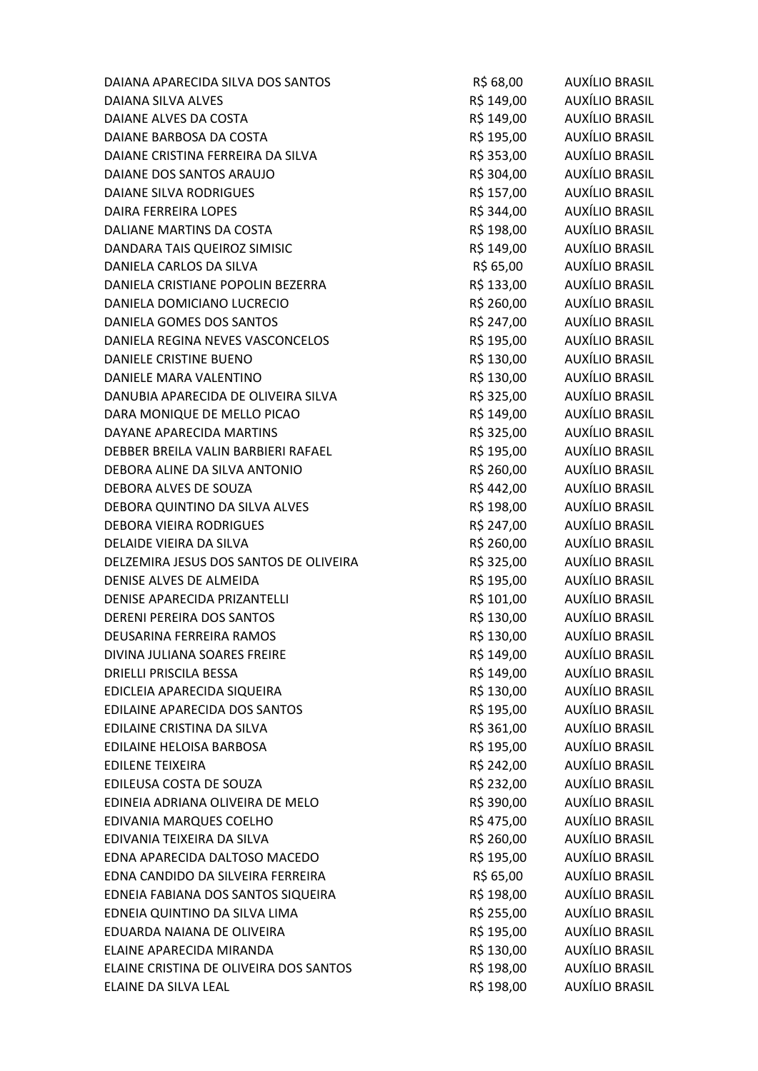| | | |
|---|---|---|
| DAIANA APARECIDA SILVA DOS SANTOS | R$ 68,00 | AUXÍLIO BRASIL |
| DAIANA SILVA ALVES | R$ 149,00 | AUXÍLIO BRASIL |
| DAIANE ALVES DA COSTA | R$ 149,00 | AUXÍLIO BRASIL |
| DAIANE BARBOSA DA COSTA | R$ 195,00 | AUXÍLIO BRASIL |
| DAIANE CRISTINA FERREIRA DA SILVA | R$ 353,00 | AUXÍLIO BRASIL |
| DAIANE DOS SANTOS ARAUJO | R$ 304,00 | AUXÍLIO BRASIL |
| DAIANE SILVA RODRIGUES | R$ 157,00 | AUXÍLIO BRASIL |
| DAIRA FERREIRA LOPES | R$ 344,00 | AUXÍLIO BRASIL |
| DALIANE MARTINS DA COSTA | R$ 198,00 | AUXÍLIO BRASIL |
| DANDARA TAIS QUEIROZ SIMISIC | R$ 149,00 | AUXÍLIO BRASIL |
| DANIELA CARLOS DA SILVA | R$ 65,00 | AUXÍLIO BRASIL |
| DANIELA CRISTIANE POPOLIN BEZERRA | R$ 133,00 | AUXÍLIO BRASIL |
| DANIELA DOMICIANO LUCRECIO | R$ 260,00 | AUXÍLIO BRASIL |
| DANIELA GOMES DOS SANTOS | R$ 247,00 | AUXÍLIO BRASIL |
| DANIELA REGINA NEVES VASCONCELOS | R$ 195,00 | AUXÍLIO BRASIL |
| DANIELE CRISTINE BUENO | R$ 130,00 | AUXÍLIO BRASIL |
| DANIELE MARA VALENTINO | R$ 130,00 | AUXÍLIO BRASIL |
| DANUBIA APARECIDA DE OLIVEIRA SILVA | R$ 325,00 | AUXÍLIO BRASIL |
| DARA MONIQUE DE MELLO PICAO | R$ 149,00 | AUXÍLIO BRASIL |
| DAYANE APARECIDA MARTINS | R$ 325,00 | AUXÍLIO BRASIL |
| DEBBER BREILA VALIN BARBIERI RAFAEL | R$ 195,00 | AUXÍLIO BRASIL |
| DEBORA ALINE DA SILVA ANTONIO | R$ 260,00 | AUXÍLIO BRASIL |
| DEBORA ALVES DE SOUZA | R$ 442,00 | AUXÍLIO BRASIL |
| DEBORA QUINTINO DA SILVA ALVES | R$ 198,00 | AUXÍLIO BRASIL |
| DEBORA VIEIRA RODRIGUES | R$ 247,00 | AUXÍLIO BRASIL |
| DELAIDE VIEIRA DA SILVA | R$ 260,00 | AUXÍLIO BRASIL |
| DELZEMIRA JESUS DOS SANTOS DE OLIVEIRA | R$ 325,00 | AUXÍLIO BRASIL |
| DENISE ALVES DE ALMEIDA | R$ 195,00 | AUXÍLIO BRASIL |
| DENISE APARECIDA PRIZANTELLI | R$ 101,00 | AUXÍLIO BRASIL |
| DERENI PEREIRA DOS SANTOS | R$ 130,00 | AUXÍLIO BRASIL |
| DEUSARINA FERREIRA RAMOS | R$ 130,00 | AUXÍLIO BRASIL |
| DIVINA JULIANA SOARES FREIRE | R$ 149,00 | AUXÍLIO BRASIL |
| DRIELLI PRISCILA BESSA | R$ 149,00 | AUXÍLIO BRASIL |
| EDICLEIA APARECIDA SIQUEIRA | R$ 130,00 | AUXÍLIO BRASIL |
| EDILAINE APARECIDA DOS SANTOS | R$ 195,00 | AUXÍLIO BRASIL |
| EDILAINE CRISTINA DA SILVA | R$ 361,00 | AUXÍLIO BRASIL |
| EDILAINE HELOISA BARBOSA | R$ 195,00 | AUXÍLIO BRASIL |
| EDILENE TEIXEIRA | R$ 242,00 | AUXÍLIO BRASIL |
| EDILEUSA COSTA DE SOUZA | R$ 232,00 | AUXÍLIO BRASIL |
| EDINEIA ADRIANA OLIVEIRA DE MELO | R$ 390,00 | AUXÍLIO BRASIL |
| EDIVANIA MARQUES COELHO | R$ 475,00 | AUXÍLIO BRASIL |
| EDIVANIA TEIXEIRA DA SILVA | R$ 260,00 | AUXÍLIO BRASIL |
| EDNA APARECIDA DALTOSO MACEDO | R$ 195,00 | AUXÍLIO BRASIL |
| EDNA CANDIDO DA SILVEIRA FERREIRA | R$ 65,00 | AUXÍLIO BRASIL |
| EDNEIA FABIANA DOS SANTOS SIQUEIRA | R$ 198,00 | AUXÍLIO BRASIL |
| EDNEIA QUINTINO DA SILVA LIMA | R$ 255,00 | AUXÍLIO BRASIL |
| EDUARDA NAIANA DE OLIVEIRA | R$ 195,00 | AUXÍLIO BRASIL |
| ELAINE APARECIDA MIRANDA | R$ 130,00 | AUXÍLIO BRASIL |
| ELAINE CRISTINA DE OLIVEIRA DOS SANTOS | R$ 198,00 | AUXÍLIO BRASIL |
| ELAINE DA SILVA LEAL | R$ 198,00 | AUXÍLIO BRASIL |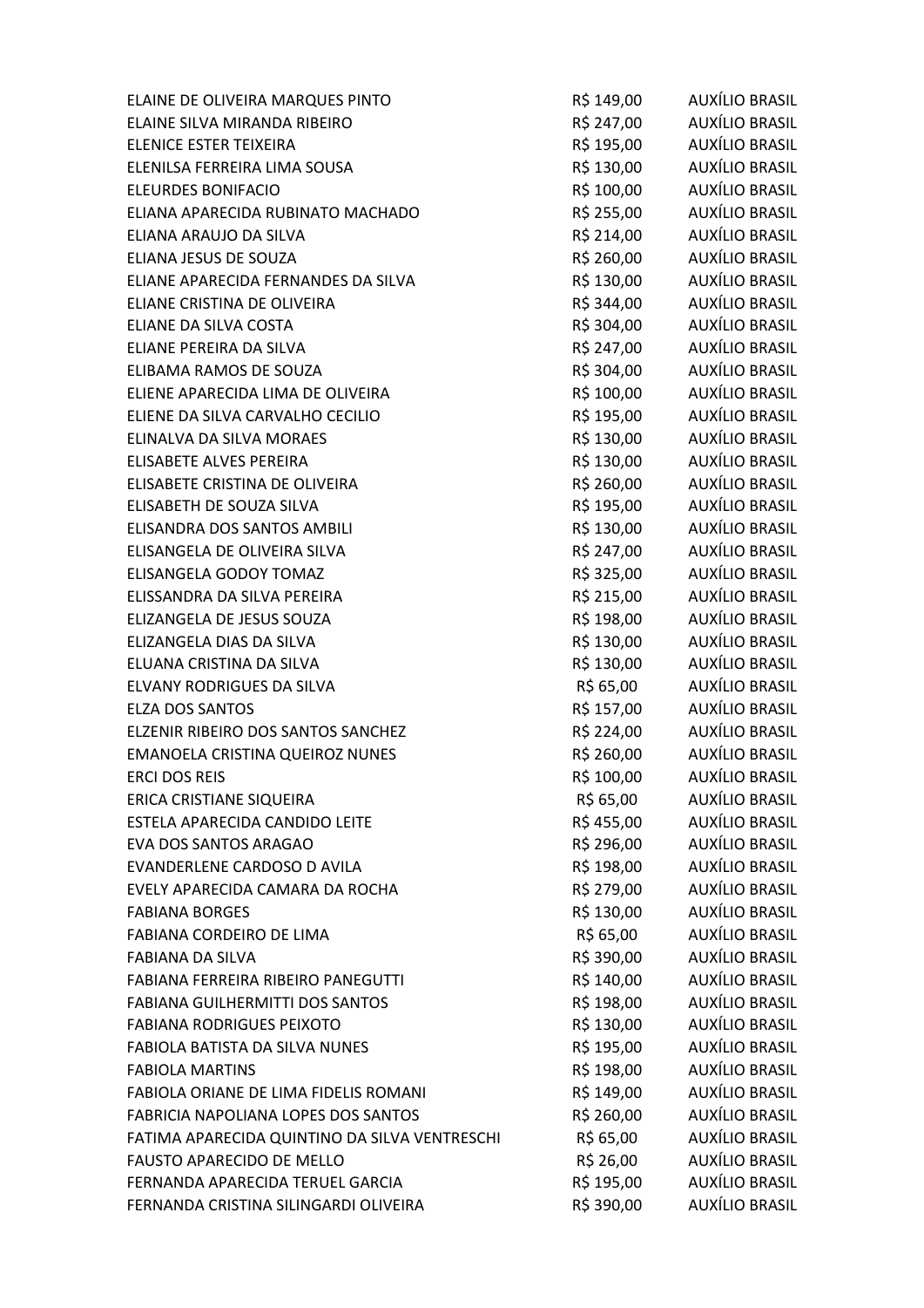| | | |
|---|---|---|
| ELAINE DE OLIVEIRA MARQUES PINTO | R$ 149,00 | AUXÍLIO BRASIL |
| ELAINE SILVA MIRANDA RIBEIRO | R$ 247,00 | AUXÍLIO BRASIL |
| ELENICE ESTER TEIXEIRA | R$ 195,00 | AUXÍLIO BRASIL |
| ELENILSA FERREIRA LIMA SOUSA | R$ 130,00 | AUXÍLIO BRASIL |
| ELEURDES BONIFACIO | R$ 100,00 | AUXÍLIO BRASIL |
| ELIANA APARECIDA RUBINATO MACHADO | R$ 255,00 | AUXÍLIO BRASIL |
| ELIANA ARAUJO DA SILVA | R$ 214,00 | AUXÍLIO BRASIL |
| ELIANA JESUS DE SOUZA | R$ 260,00 | AUXÍLIO BRASIL |
| ELIANE APARECIDA FERNANDES DA SILVA | R$ 130,00 | AUXÍLIO BRASIL |
| ELIANE CRISTINA DE OLIVEIRA | R$ 344,00 | AUXÍLIO BRASIL |
| ELIANE DA SILVA COSTA | R$ 304,00 | AUXÍLIO BRASIL |
| ELIANE PEREIRA DA SILVA | R$ 247,00 | AUXÍLIO BRASIL |
| ELIBAMA RAMOS DE SOUZA | R$ 304,00 | AUXÍLIO BRASIL |
| ELIENE APARECIDA LIMA DE OLIVEIRA | R$ 100,00 | AUXÍLIO BRASIL |
| ELIENE DA SILVA CARVALHO CECILIO | R$ 195,00 | AUXÍLIO BRASIL |
| ELINALVA DA SILVA MORAES | R$ 130,00 | AUXÍLIO BRASIL |
| ELISABETE ALVES PEREIRA | R$ 130,00 | AUXÍLIO BRASIL |
| ELISABETE CRISTINA DE OLIVEIRA | R$ 260,00 | AUXÍLIO BRASIL |
| ELISABETH DE SOUZA SILVA | R$ 195,00 | AUXÍLIO BRASIL |
| ELISANDRA DOS SANTOS AMBILI | R$ 130,00 | AUXÍLIO BRASIL |
| ELISANGELA DE OLIVEIRA SILVA | R$ 247,00 | AUXÍLIO BRASIL |
| ELISANGELA GODOY TOMAZ | R$ 325,00 | AUXÍLIO BRASIL |
| ELISSANDRA DA SILVA PEREIRA | R$ 215,00 | AUXÍLIO BRASIL |
| ELIZANGELA DE JESUS SOUZA | R$ 198,00 | AUXÍLIO BRASIL |
| ELIZANGELA DIAS DA SILVA | R$ 130,00 | AUXÍLIO BRASIL |
| ELUANA CRISTINA DA SILVA | R$ 130,00 | AUXÍLIO BRASIL |
| ELVANY RODRIGUES DA SILVA | R$ 65,00 | AUXÍLIO BRASIL |
| ELZA DOS SANTOS | R$ 157,00 | AUXÍLIO BRASIL |
| ELZENIR RIBEIRO DOS SANTOS SANCHEZ | R$ 224,00 | AUXÍLIO BRASIL |
| EMANOELA CRISTINA QUEIROZ NUNES | R$ 260,00 | AUXÍLIO BRASIL |
| ERCI DOS REIS | R$ 100,00 | AUXÍLIO BRASIL |
| ERICA CRISTIANE SIQUEIRA | R$ 65,00 | AUXÍLIO BRASIL |
| ESTELA APARECIDA CANDIDO LEITE | R$ 455,00 | AUXÍLIO BRASIL |
| EVA DOS SANTOS ARAGAO | R$ 296,00 | AUXÍLIO BRASIL |
| EVANDERLENE CARDOSO D AVILA | R$ 198,00 | AUXÍLIO BRASIL |
| EVELY APARECIDA CAMARA DA ROCHA | R$ 279,00 | AUXÍLIO BRASIL |
| FABIANA BORGES | R$ 130,00 | AUXÍLIO BRASIL |
| FABIANA CORDEIRO DE LIMA | R$ 65,00 | AUXÍLIO BRASIL |
| FABIANA DA SILVA | R$ 390,00 | AUXÍLIO BRASIL |
| FABIANA FERREIRA RIBEIRO PANEGUTTI | R$ 140,00 | AUXÍLIO BRASIL |
| FABIANA GUILHERMITTI DOS SANTOS | R$ 198,00 | AUXÍLIO BRASIL |
| FABIANA RODRIGUES PEIXOTO | R$ 130,00 | AUXÍLIO BRASIL |
| FABIOLA BATISTA DA SILVA NUNES | R$ 195,00 | AUXÍLIO BRASIL |
| FABIOLA MARTINS | R$ 198,00 | AUXÍLIO BRASIL |
| FABIOLA ORIANE DE LIMA FIDELIS ROMANI | R$ 149,00 | AUXÍLIO BRASIL |
| FABRICIA NAPOLIANA LOPES DOS SANTOS | R$ 260,00 | AUXÍLIO BRASIL |
| FATIMA APARECIDA QUINTINO DA SILVA VENTRESCHI | R$ 65,00 | AUXÍLIO BRASIL |
| FAUSTO APARECIDO DE MELLO | R$ 26,00 | AUXÍLIO BRASIL |
| FERNANDA APARECIDA TERUEL GARCIA | R$ 195,00 | AUXÍLIO BRASIL |
| FERNANDA CRISTINA SILINGARDI OLIVEIRA | R$ 390,00 | AUXÍLIO BRASIL |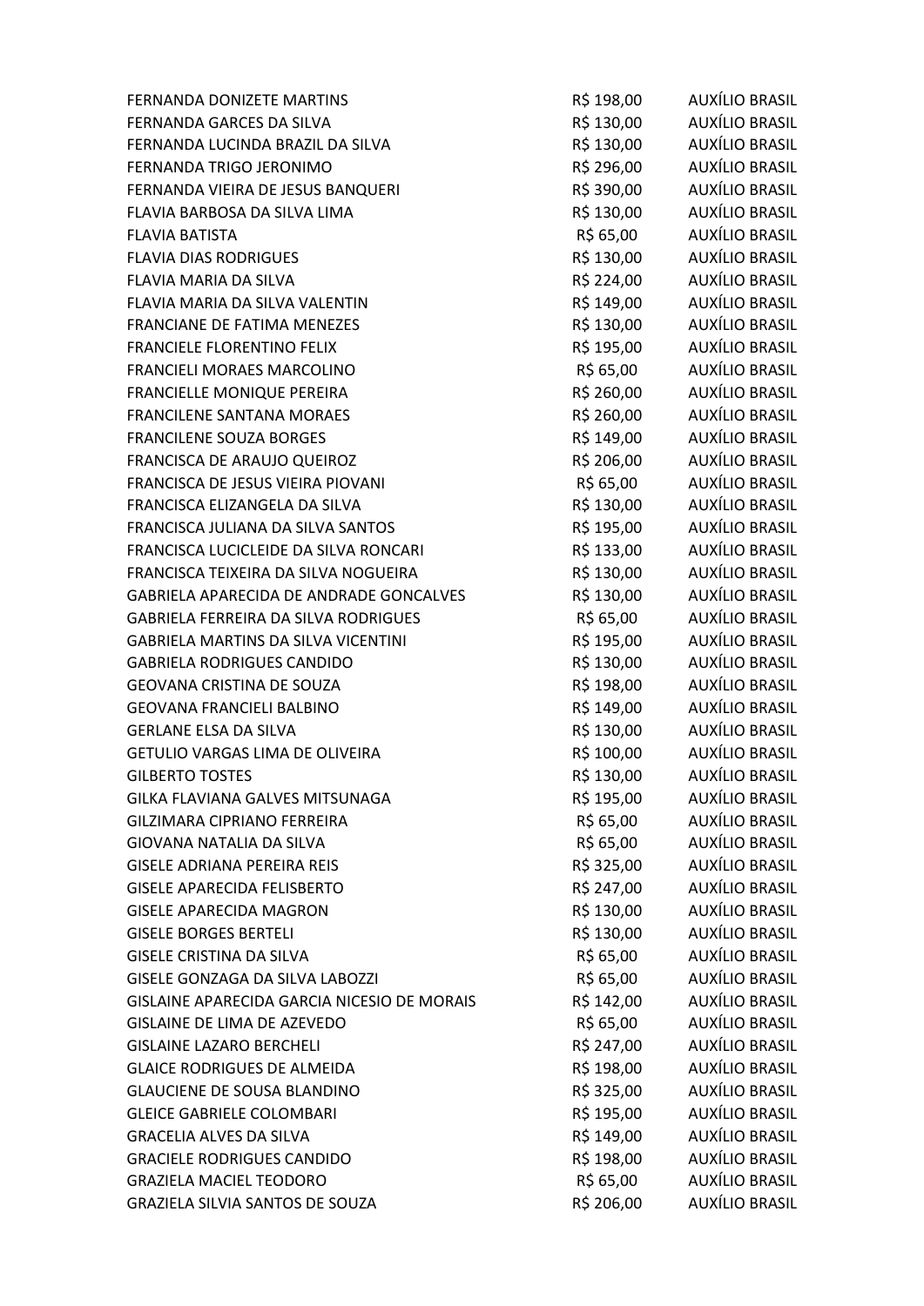| | | |
|---|---|---|
| FERNANDA DONIZETE MARTINS | R$ 198,00 | AUXÍLIO BRASIL |
| FERNANDA GARCES DA SILVA | R$ 130,00 | AUXÍLIO BRASIL |
| FERNANDA LUCINDA BRAZIL DA SILVA | R$ 130,00 | AUXÍLIO BRASIL |
| FERNANDA TRIGO JERONIMO | R$ 296,00 | AUXÍLIO BRASIL |
| FERNANDA VIEIRA DE JESUS BANQUERI | R$ 390,00 | AUXÍLIO BRASIL |
| FLAVIA BARBOSA DA SILVA LIMA | R$ 130,00 | AUXÍLIO BRASIL |
| FLAVIA BATISTA | R$ 65,00 | AUXÍLIO BRASIL |
| FLAVIA DIAS RODRIGUES | R$ 130,00 | AUXÍLIO BRASIL |
| FLAVIA MARIA DA SILVA | R$ 224,00 | AUXÍLIO BRASIL |
| FLAVIA MARIA DA SILVA VALENTIN | R$ 149,00 | AUXÍLIO BRASIL |
| FRANCIANE DE FATIMA MENEZES | R$ 130,00 | AUXÍLIO BRASIL |
| FRANCIELE FLORENTINO FELIX | R$ 195,00 | AUXÍLIO BRASIL |
| FRANCIELI MORAES MARCOLINO | R$ 65,00 | AUXÍLIO BRASIL |
| FRANCIELLE MONIQUE PEREIRA | R$ 260,00 | AUXÍLIO BRASIL |
| FRANCILENE SANTANA MORAES | R$ 260,00 | AUXÍLIO BRASIL |
| FRANCILENE SOUZA BORGES | R$ 149,00 | AUXÍLIO BRASIL |
| FRANCISCA DE ARAUJO QUEIROZ | R$ 206,00 | AUXÍLIO BRASIL |
| FRANCISCA DE JESUS VIEIRA PIOVANI | R$ 65,00 | AUXÍLIO BRASIL |
| FRANCISCA ELIZANGELA DA SILVA | R$ 130,00 | AUXÍLIO BRASIL |
| FRANCISCA JULIANA DA SILVA SANTOS | R$ 195,00 | AUXÍLIO BRASIL |
| FRANCISCA LUCICLEIDE DA SILVA RONCARI | R$ 133,00 | AUXÍLIO BRASIL |
| FRANCISCA TEIXEIRA DA SILVA NOGUEIRA | R$ 130,00 | AUXÍLIO BRASIL |
| GABRIELA APARECIDA DE ANDRADE GONCALVES | R$ 130,00 | AUXÍLIO BRASIL |
| GABRIELA FERREIRA DA SILVA RODRIGUES | R$ 65,00 | AUXÍLIO BRASIL |
| GABRIELA MARTINS DA SILVA VICENTINI | R$ 195,00 | AUXÍLIO BRASIL |
| GABRIELA RODRIGUES CANDIDO | R$ 130,00 | AUXÍLIO BRASIL |
| GEOVANA CRISTINA DE SOUZA | R$ 198,00 | AUXÍLIO BRASIL |
| GEOVANA FRANCIELI BALBINO | R$ 149,00 | AUXÍLIO BRASIL |
| GERLANE ELSA DA SILVA | R$ 130,00 | AUXÍLIO BRASIL |
| GETULIO VARGAS LIMA DE OLIVEIRA | R$ 100,00 | AUXÍLIO BRASIL |
| GILBERTO TOSTES | R$ 130,00 | AUXÍLIO BRASIL |
| GILKA FLAVIANA GALVES MITSUNAGA | R$ 195,00 | AUXÍLIO BRASIL |
| GILZIMARA CIPRIANO FERREIRA | R$ 65,00 | AUXÍLIO BRASIL |
| GIOVANA NATALIA DA SILVA | R$ 65,00 | AUXÍLIO BRASIL |
| GISELE ADRIANA PEREIRA REIS | R$ 325,00 | AUXÍLIO BRASIL |
| GISELE APARECIDA FELISBERTO | R$ 247,00 | AUXÍLIO BRASIL |
| GISELE APARECIDA MAGRON | R$ 130,00 | AUXÍLIO BRASIL |
| GISELE BORGES BERTELI | R$ 130,00 | AUXÍLIO BRASIL |
| GISELE CRISTINA DA SILVA | R$ 65,00 | AUXÍLIO BRASIL |
| GISELE GONZAGA DA SILVA LABOZZI | R$ 65,00 | AUXÍLIO BRASIL |
| GISLAINE APARECIDA GARCIA NICESIO DE MORAIS | R$ 142,00 | AUXÍLIO BRASIL |
| GISLAINE DE LIMA DE AZEVEDO | R$ 65,00 | AUXÍLIO BRASIL |
| GISLAINE LAZARO BERCHELI | R$ 247,00 | AUXÍLIO BRASIL |
| GLAICE RODRIGUES DE ALMEIDA | R$ 198,00 | AUXÍLIO BRASIL |
| GLAUCIENE DE SOUSA BLANDINO | R$ 325,00 | AUXÍLIO BRASIL |
| GLEICE GABRIELE COLOMBARI | R$ 195,00 | AUXÍLIO BRASIL |
| GRACELIA ALVES DA SILVA | R$ 149,00 | AUXÍLIO BRASIL |
| GRACIELE RODRIGUES CANDIDO | R$ 198,00 | AUXÍLIO BRASIL |
| GRAZIELA MACIEL TEODORO | R$ 65,00 | AUXÍLIO BRASIL |
| GRAZIELA SILVIA SANTOS DE SOUZA | R$ 206,00 | AUXÍLIO BRASIL |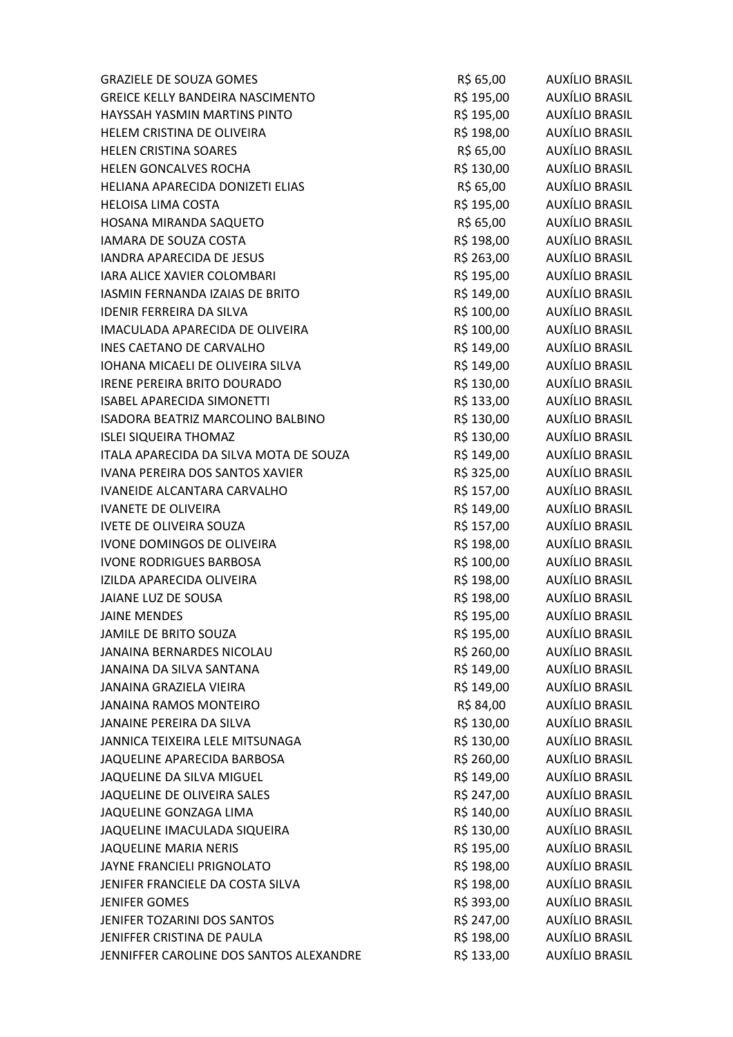| | | |
|---|---|---|
| GRAZIELE DE SOUZA GOMES | R$ 65,00 | AUXÍLIO BRASIL |
| GREICE KELLY BANDEIRA NASCIMENTO | R$ 195,00 | AUXÍLIO BRASIL |
| HAYSSAH YASMIN MARTINS PINTO | R$ 195,00 | AUXÍLIO BRASIL |
| HELEM CRISTINA DE OLIVEIRA | R$ 198,00 | AUXÍLIO BRASIL |
| HELEN CRISTINA SOARES | R$ 65,00 | AUXÍLIO BRASIL |
| HELEN GONCALVES ROCHA | R$ 130,00 | AUXÍLIO BRASIL |
| HELIANA APARECIDA DONIZETI ELIAS | R$ 65,00 | AUXÍLIO BRASIL |
| HELOISA LIMA COSTA | R$ 195,00 | AUXÍLIO BRASIL |
| HOSANA MIRANDA SAQUETO | R$ 65,00 | AUXÍLIO BRASIL |
| IAMARA DE SOUZA COSTA | R$ 198,00 | AUXÍLIO BRASIL |
| IANDRA APARECIDA DE JESUS | R$ 263,00 | AUXÍLIO BRASIL |
| IARA ALICE XAVIER COLOMBARI | R$ 195,00 | AUXÍLIO BRASIL |
| IASMIN FERNANDA IZAIAS DE BRITO | R$ 149,00 | AUXÍLIO BRASIL |
| IDENIR FERREIRA DA SILVA | R$ 100,00 | AUXÍLIO BRASIL |
| IMACULADA APARECIDA DE OLIVEIRA | R$ 100,00 | AUXÍLIO BRASIL |
| INES CAETANO DE CARVALHO | R$ 149,00 | AUXÍLIO BRASIL |
| IOHANA MICAELI DE OLIVEIRA SILVA | R$ 149,00 | AUXÍLIO BRASIL |
| IRENE PEREIRA BRITO DOURADO | R$ 130,00 | AUXÍLIO BRASIL |
| ISABEL APARECIDA SIMONETTI | R$ 133,00 | AUXÍLIO BRASIL |
| ISADORA BEATRIZ MARCOLINO BALBINO | R$ 130,00 | AUXÍLIO BRASIL |
| ISLEI SIQUEIRA THOMAZ | R$ 130,00 | AUXÍLIO BRASIL |
| ITALA APARECIDA DA SILVA MOTA DE SOUZA | R$ 149,00 | AUXÍLIO BRASIL |
| IVANA PEREIRA DOS SANTOS XAVIER | R$ 325,00 | AUXÍLIO BRASIL |
| IVANEIDE ALCANTARA CARVALHO | R$ 157,00 | AUXÍLIO BRASIL |
| IVANETE DE OLIVEIRA | R$ 149,00 | AUXÍLIO BRASIL |
| IVETE DE OLIVEIRA SOUZA | R$ 157,00 | AUXÍLIO BRASIL |
| IVONE DOMINGOS DE OLIVEIRA | R$ 198,00 | AUXÍLIO BRASIL |
| IVONE RODRIGUES BARBOSA | R$ 100,00 | AUXÍLIO BRASIL |
| IZILDA APARECIDA OLIVEIRA | R$ 198,00 | AUXÍLIO BRASIL |
| JAIANE LUZ DE SOUSA | R$ 198,00 | AUXÍLIO BRASIL |
| JAINE MENDES | R$ 195,00 | AUXÍLIO BRASIL |
| JAMILE DE BRITO SOUZA | R$ 195,00 | AUXÍLIO BRASIL |
| JANAINA BERNARDES NICOLAU | R$ 260,00 | AUXÍLIO BRASIL |
| JANAINA DA SILVA SANTANA | R$ 149,00 | AUXÍLIO BRASIL |
| JANAINA GRAZIELA VIEIRA | R$ 149,00 | AUXÍLIO BRASIL |
| JANAINA RAMOS MONTEIRO | R$ 84,00 | AUXÍLIO BRASIL |
| JANAINE PEREIRA DA SILVA | R$ 130,00 | AUXÍLIO BRASIL |
| JANNICA TEIXEIRA LELE MITSUNAGA | R$ 130,00 | AUXÍLIO BRASIL |
| JAQUELINE APARECIDA BARBOSA | R$ 260,00 | AUXÍLIO BRASIL |
| JAQUELINE DA SILVA MIGUEL | R$ 149,00 | AUXÍLIO BRASIL |
| JAQUELINE DE OLIVEIRA SALES | R$ 247,00 | AUXÍLIO BRASIL |
| JAQUELINE GONZAGA LIMA | R$ 140,00 | AUXÍLIO BRASIL |
| JAQUELINE IMACULADA SIQUEIRA | R$ 130,00 | AUXÍLIO BRASIL |
| JAQUELINE MARIA NERIS | R$ 195,00 | AUXÍLIO BRASIL |
| JAYNE FRANCIELI PRIGNOLATO | R$ 198,00 | AUXÍLIO BRASIL |
| JENIFER FRANCIELE DA COSTA SILVA | R$ 198,00 | AUXÍLIO BRASIL |
| JENIFER GOMES | R$ 393,00 | AUXÍLIO BRASIL |
| JENIFER TOZARINI DOS SANTOS | R$ 247,00 | AUXÍLIO BRASIL |
| JENIFFER CRISTINA DE PAULA | R$ 198,00 | AUXÍLIO BRASIL |
| JENNIFFER CAROLINE DOS SANTOS ALEXANDRE | R$ 133,00 | AUXÍLIO BRASIL |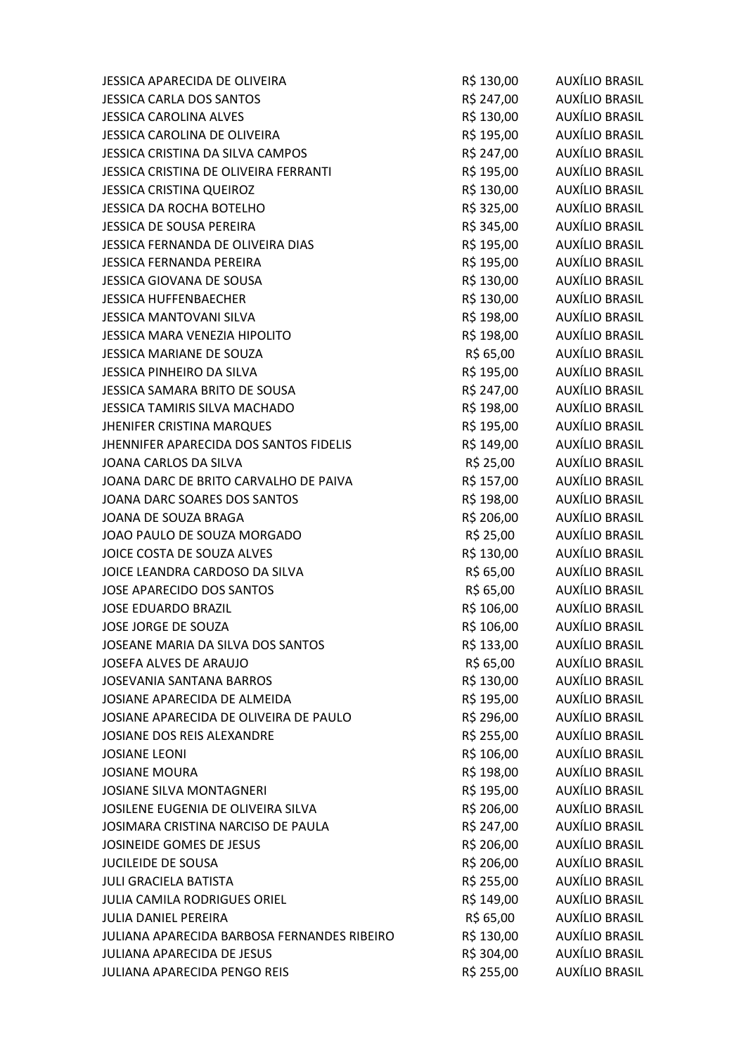| | | |
|---|---|---|
| JESSICA APARECIDA DE OLIVEIRA | R$ 130,00 | AUXÍLIO BRASIL |
| JESSICA CARLA DOS SANTOS | R$ 247,00 | AUXÍLIO BRASIL |
| JESSICA CAROLINA ALVES | R$ 130,00 | AUXÍLIO BRASIL |
| JESSICA CAROLINA DE OLIVEIRA | R$ 195,00 | AUXÍLIO BRASIL |
| JESSICA CRISTINA DA SILVA CAMPOS | R$ 247,00 | AUXÍLIO BRASIL |
| JESSICA CRISTINA DE OLIVEIRA FERRANTI | R$ 195,00 | AUXÍLIO BRASIL |
| JESSICA CRISTINA QUEIROZ | R$ 130,00 | AUXÍLIO BRASIL |
| JESSICA DA ROCHA BOTELHO | R$ 325,00 | AUXÍLIO BRASIL |
| JESSICA DE SOUSA PEREIRA | R$ 345,00 | AUXÍLIO BRASIL |
| JESSICA FERNANDA DE OLIVEIRA DIAS | R$ 195,00 | AUXÍLIO BRASIL |
| JESSICA FERNANDA PEREIRA | R$ 195,00 | AUXÍLIO BRASIL |
| JESSICA GIOVANA DE SOUSA | R$ 130,00 | AUXÍLIO BRASIL |
| JESSICA HUFFENBAECHER | R$ 130,00 | AUXÍLIO BRASIL |
| JESSICA MANTOVANI SILVA | R$ 198,00 | AUXÍLIO BRASIL |
| JESSICA MARA VENEZIA HIPOLITO | R$ 198,00 | AUXÍLIO BRASIL |
| JESSICA MARIANE DE SOUZA | R$ 65,00 | AUXÍLIO BRASIL |
| JESSICA PINHEIRO DA SILVA | R$ 195,00 | AUXÍLIO BRASIL |
| JESSICA SAMARA BRITO DE SOUSA | R$ 247,00 | AUXÍLIO BRASIL |
| JESSICA TAMIRIS SILVA MACHADO | R$ 198,00 | AUXÍLIO BRASIL |
| JHENIFER CRISTINA MARQUES | R$ 195,00 | AUXÍLIO BRASIL |
| JHENNIFER APARECIDA DOS SANTOS FIDELIS | R$ 149,00 | AUXÍLIO BRASIL |
| JOANA CARLOS DA SILVA | R$ 25,00 | AUXÍLIO BRASIL |
| JOANA DARC DE BRITO CARVALHO DE PAIVA | R$ 157,00 | AUXÍLIO BRASIL |
| JOANA DARC SOARES DOS SANTOS | R$ 198,00 | AUXÍLIO BRASIL |
| JOANA DE SOUZA BRAGA | R$ 206,00 | AUXÍLIO BRASIL |
| JOAO PAULO DE SOUZA MORGADO | R$ 25,00 | AUXÍLIO BRASIL |
| JOICE COSTA DE SOUZA ALVES | R$ 130,00 | AUXÍLIO BRASIL |
| JOICE LEANDRA CARDOSO DA SILVA | R$ 65,00 | AUXÍLIO BRASIL |
| JOSE APARECIDO DOS SANTOS | R$ 65,00 | AUXÍLIO BRASIL |
| JOSE EDUARDO BRAZIL | R$ 106,00 | AUXÍLIO BRASIL |
| JOSE JORGE DE SOUZA | R$ 106,00 | AUXÍLIO BRASIL |
| JOSEANE MARIA DA SILVA DOS SANTOS | R$ 133,00 | AUXÍLIO BRASIL |
| JOSEFA ALVES DE ARAUJO | R$ 65,00 | AUXÍLIO BRASIL |
| JOSEVANIA SANTANA BARROS | R$ 130,00 | AUXÍLIO BRASIL |
| JOSIANE APARECIDA DE ALMEIDA | R$ 195,00 | AUXÍLIO BRASIL |
| JOSIANE APARECIDA DE OLIVEIRA DE PAULO | R$ 296,00 | AUXÍLIO BRASIL |
| JOSIANE DOS REIS ALEXANDRE | R$ 255,00 | AUXÍLIO BRASIL |
| JOSIANE LEONI | R$ 106,00 | AUXÍLIO BRASIL |
| JOSIANE MOURA | R$ 198,00 | AUXÍLIO BRASIL |
| JOSIANE SILVA MONTAGNERI | R$ 195,00 | AUXÍLIO BRASIL |
| JOSILENE EUGENIA DE OLIVEIRA SILVA | R$ 206,00 | AUXÍLIO BRASIL |
| JOSIMARA CRISTINA NARCISO DE PAULA | R$ 247,00 | AUXÍLIO BRASIL |
| JOSINEIDE GOMES DE JESUS | R$ 206,00 | AUXÍLIO BRASIL |
| JUCILEIDE DE SOUSA | R$ 206,00 | AUXÍLIO BRASIL |
| JULI GRACIELA BATISTA | R$ 255,00 | AUXÍLIO BRASIL |
| JULIA CAMILA RODRIGUES ORIEL | R$ 149,00 | AUXÍLIO BRASIL |
| JULIA DANIEL PEREIRA | R$ 65,00 | AUXÍLIO BRASIL |
| JULIANA APARECIDA BARBOSA FERNANDES RIBEIRO | R$ 130,00 | AUXÍLIO BRASIL |
| JULIANA APARECIDA DE JESUS | R$ 304,00 | AUXÍLIO BRASIL |
| JULIANA APARECIDA PENGO REIS | R$ 255,00 | AUXÍLIO BRASIL |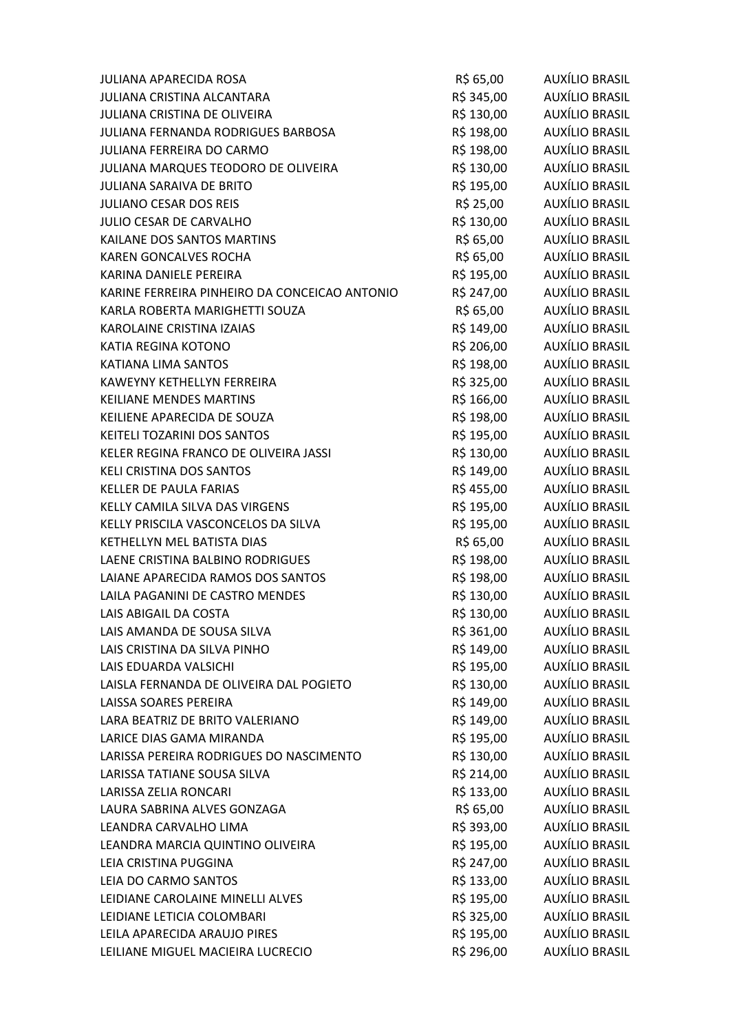| | | |
|---|---|---|
| JULIANA APARECIDA ROSA | R$ 65,00 | AUXÍLIO BRASIL |
| JULIANA CRISTINA ALCANTARA | R$ 345,00 | AUXÍLIO BRASIL |
| JULIANA CRISTINA DE OLIVEIRA | R$ 130,00 | AUXÍLIO BRASIL |
| JULIANA FERNANDA RODRIGUES BARBOSA | R$ 198,00 | AUXÍLIO BRASIL |
| JULIANA FERREIRA DO CARMO | R$ 198,00 | AUXÍLIO BRASIL |
| JULIANA MARQUES TEODORO DE OLIVEIRA | R$ 130,00 | AUXÍLIO BRASIL |
| JULIANA SARAIVA DE BRITO | R$ 195,00 | AUXÍLIO BRASIL |
| JULIANO CESAR DOS REIS | R$ 25,00 | AUXÍLIO BRASIL |
| JULIO CESAR DE CARVALHO | R$ 130,00 | AUXÍLIO BRASIL |
| KAILANE DOS SANTOS MARTINS | R$ 65,00 | AUXÍLIO BRASIL |
| KAREN GONCALVES ROCHA | R$ 65,00 | AUXÍLIO BRASIL |
| KARINA DANIELE PEREIRA | R$ 195,00 | AUXÍLIO BRASIL |
| KARINE FERREIRA PINHEIRO DA CONCEICAO ANTONIO | R$ 247,00 | AUXÍLIO BRASIL |
| KARLA ROBERTA MARIGHETTI SOUZA | R$ 65,00 | AUXÍLIO BRASIL |
| KAROLAINE CRISTINA IZAIAS | R$ 149,00 | AUXÍLIO BRASIL |
| KATIA REGINA KOTONO | R$ 206,00 | AUXÍLIO BRASIL |
| KATIANA LIMA SANTOS | R$ 198,00 | AUXÍLIO BRASIL |
| KAWEYNY KETHELLYN FERREIRA | R$ 325,00 | AUXÍLIO BRASIL |
| KEILIANE MENDES MARTINS | R$ 166,00 | AUXÍLIO BRASIL |
| KEILIENE APARECIDA DE SOUZA | R$ 198,00 | AUXÍLIO BRASIL |
| KEITELI TOZARINI DOS SANTOS | R$ 195,00 | AUXÍLIO BRASIL |
| KELER REGINA FRANCO DE OLIVEIRA JASSI | R$ 130,00 | AUXÍLIO BRASIL |
| KELI CRISTINA DOS SANTOS | R$ 149,00 | AUXÍLIO BRASIL |
| KELLER DE PAULA FARIAS | R$ 455,00 | AUXÍLIO BRASIL |
| KELLY CAMILA SILVA DAS VIRGENS | R$ 195,00 | AUXÍLIO BRASIL |
| KELLY PRISCILA VASCONCELOS DA SILVA | R$ 195,00 | AUXÍLIO BRASIL |
| KETHELLYN MEL BATISTA DIAS | R$ 65,00 | AUXÍLIO BRASIL |
| LAENE CRISTINA BALBINO RODRIGUES | R$ 198,00 | AUXÍLIO BRASIL |
| LAIANE APARECIDA RAMOS DOS SANTOS | R$ 198,00 | AUXÍLIO BRASIL |
| LAILA PAGANINI DE CASTRO MENDES | R$ 130,00 | AUXÍLIO BRASIL |
| LAIS ABIGAIL DA COSTA | R$ 130,00 | AUXÍLIO BRASIL |
| LAIS AMANDA DE SOUSA SILVA | R$ 361,00 | AUXÍLIO BRASIL |
| LAIS CRISTINA DA SILVA PINHO | R$ 149,00 | AUXÍLIO BRASIL |
| LAIS EDUARDA VALSICHI | R$ 195,00 | AUXÍLIO BRASIL |
| LAISLA FERNANDA DE OLIVEIRA DAL POGIETO | R$ 130,00 | AUXÍLIO BRASIL |
| LAISSA SOARES PEREIRA | R$ 149,00 | AUXÍLIO BRASIL |
| LARA BEATRIZ DE BRITO VALERIANO | R$ 149,00 | AUXÍLIO BRASIL |
| LARICE DIAS GAMA MIRANDA | R$ 195,00 | AUXÍLIO BRASIL |
| LARISSA PEREIRA RODRIGUES DO NASCIMENTO | R$ 130,00 | AUXÍLIO BRASIL |
| LARISSA TATIANE SOUSA SILVA | R$ 214,00 | AUXÍLIO BRASIL |
| LARISSA ZELIA RONCARI | R$ 133,00 | AUXÍLIO BRASIL |
| LAURA SABRINA ALVES GONZAGA | R$ 65,00 | AUXÍLIO BRASIL |
| LEANDRA CARVALHO LIMA | R$ 393,00 | AUXÍLIO BRASIL |
| LEANDRA MARCIA QUINTINO OLIVEIRA | R$ 195,00 | AUXÍLIO BRASIL |
| LEIA CRISTINA PUGGINA | R$ 247,00 | AUXÍLIO BRASIL |
| LEIA DO CARMO SANTOS | R$ 133,00 | AUXÍLIO BRASIL |
| LEIDIANE CAROLAINE MINELLI ALVES | R$ 195,00 | AUXÍLIO BRASIL |
| LEIDIANE LETICIA COLOMBARI | R$ 325,00 | AUXÍLIO BRASIL |
| LEILA APARECIDA ARAUJO PIRES | R$ 195,00 | AUXÍLIO BRASIL |
| LEILIANE MIGUEL MACIEIRA LUCRECIO | R$ 296,00 | AUXÍLIO BRASIL |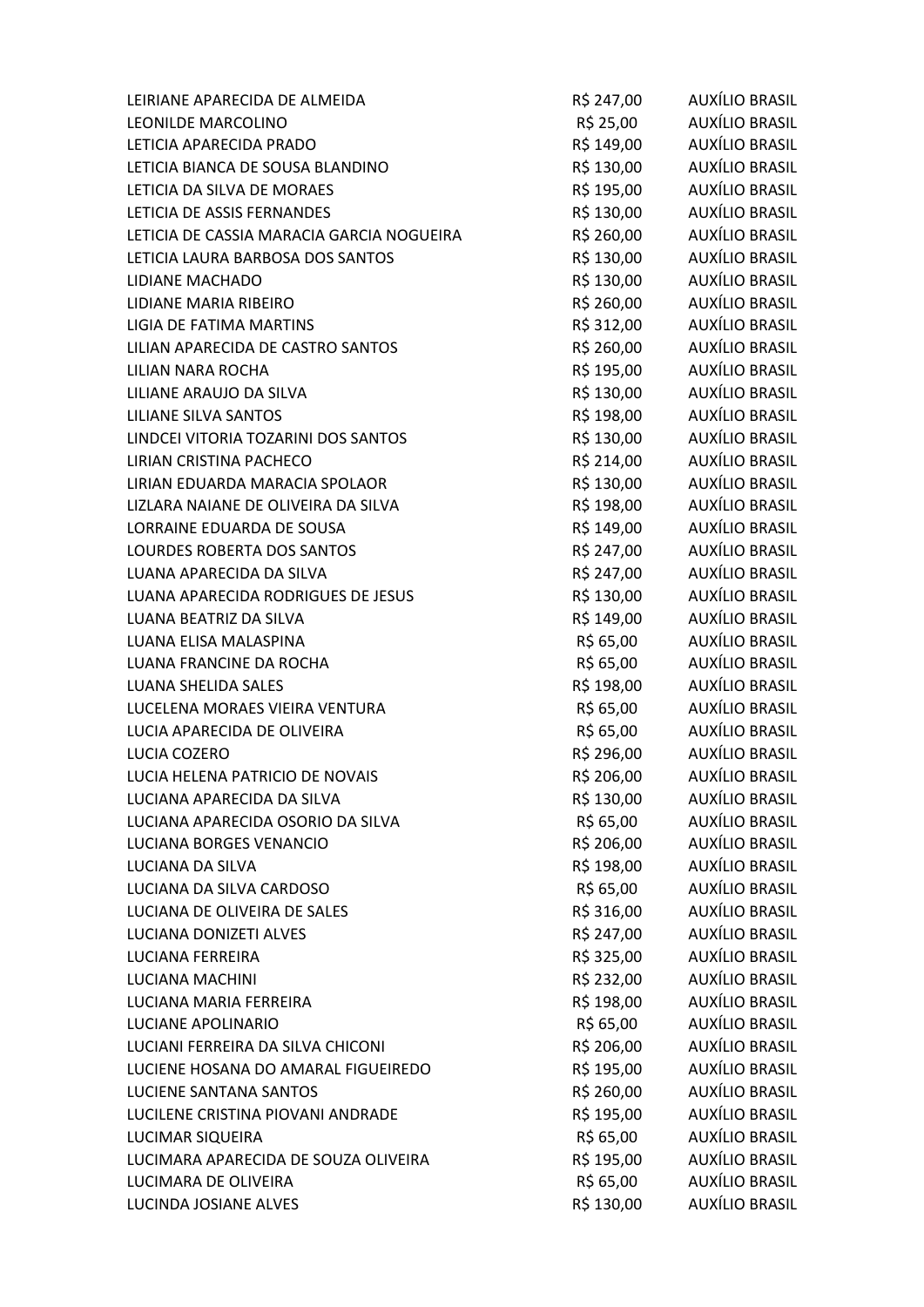| | | |
|---|---|---|
| LEIRIANE APARECIDA DE ALMEIDA | R$ 247,00 | AUXÍLIO BRASIL |
| LEONILDE MARCOLINO | R$ 25,00 | AUXÍLIO BRASIL |
| LETICIA APARECIDA PRADO | R$ 149,00 | AUXÍLIO BRASIL |
| LETICIA BIANCA DE SOUSA BLANDINO | R$ 130,00 | AUXÍLIO BRASIL |
| LETICIA DA SILVA DE MORAES | R$ 195,00 | AUXÍLIO BRASIL |
| LETICIA DE ASSIS FERNANDES | R$ 130,00 | AUXÍLIO BRASIL |
| LETICIA DE CASSIA MARACIA GARCIA NOGUEIRA | R$ 260,00 | AUXÍLIO BRASIL |
| LETICIA LAURA BARBOSA DOS SANTOS | R$ 130,00 | AUXÍLIO BRASIL |
| LIDIANE MACHADO | R$ 130,00 | AUXÍLIO BRASIL |
| LIDIANE MARIA RIBEIRO | R$ 260,00 | AUXÍLIO BRASIL |
| LIGIA DE FATIMA MARTINS | R$ 312,00 | AUXÍLIO BRASIL |
| LILIAN APARECIDA DE CASTRO SANTOS | R$ 260,00 | AUXÍLIO BRASIL |
| LILIAN NARA ROCHA | R$ 195,00 | AUXÍLIO BRASIL |
| LILIANE ARAUJO DA SILVA | R$ 130,00 | AUXÍLIO BRASIL |
| LILIANE SILVA SANTOS | R$ 198,00 | AUXÍLIO BRASIL |
| LINDCEI VITORIA TOZARINI DOS SANTOS | R$ 130,00 | AUXÍLIO BRASIL |
| LIRIAN CRISTINA PACHECO | R$ 214,00 | AUXÍLIO BRASIL |
| LIRIAN EDUARDA MARACIA SPOLAOR | R$ 130,00 | AUXÍLIO BRASIL |
| LIZLARA NAIANE DE OLIVEIRA DA SILVA | R$ 198,00 | AUXÍLIO BRASIL |
| LORRAINE EDUARDA DE SOUSA | R$ 149,00 | AUXÍLIO BRASIL |
| LOURDES ROBERTA DOS SANTOS | R$ 247,00 | AUXÍLIO BRASIL |
| LUANA APARECIDA DA SILVA | R$ 247,00 | AUXÍLIO BRASIL |
| LUANA APARECIDA RODRIGUES DE JESUS | R$ 130,00 | AUXÍLIO BRASIL |
| LUANA BEATRIZ DA SILVA | R$ 149,00 | AUXÍLIO BRASIL |
| LUANA ELISA MALASPINA | R$ 65,00 | AUXÍLIO BRASIL |
| LUANA FRANCINE DA ROCHA | R$ 65,00 | AUXÍLIO BRASIL |
| LUANA SHELIDA SALES | R$ 198,00 | AUXÍLIO BRASIL |
| LUCELENA MORAES VIEIRA VENTURA | R$ 65,00 | AUXÍLIO BRASIL |
| LUCIA APARECIDA DE OLIVEIRA | R$ 65,00 | AUXÍLIO BRASIL |
| LUCIA COZERO | R$ 296,00 | AUXÍLIO BRASIL |
| LUCIA HELENA PATRICIO DE NOVAIS | R$ 206,00 | AUXÍLIO BRASIL |
| LUCIANA APARECIDA DA SILVA | R$ 130,00 | AUXÍLIO BRASIL |
| LUCIANA APARECIDA OSORIO DA SILVA | R$ 65,00 | AUXÍLIO BRASIL |
| LUCIANA BORGES VENANCIO | R$ 206,00 | AUXÍLIO BRASIL |
| LUCIANA DA SILVA | R$ 198,00 | AUXÍLIO BRASIL |
| LUCIANA DA SILVA CARDOSO | R$ 65,00 | AUXÍLIO BRASIL |
| LUCIANA DE OLIVEIRA DE SALES | R$ 316,00 | AUXÍLIO BRASIL |
| LUCIANA DONIZETI ALVES | R$ 247,00 | AUXÍLIO BRASIL |
| LUCIANA FERREIRA | R$ 325,00 | AUXÍLIO BRASIL |
| LUCIANA MACHINI | R$ 232,00 | AUXÍLIO BRASIL |
| LUCIANA MARIA FERREIRA | R$ 198,00 | AUXÍLIO BRASIL |
| LUCIANE APOLINARIO | R$ 65,00 | AUXÍLIO BRASIL |
| LUCIANI FERREIRA DA SILVA CHICONI | R$ 206,00 | AUXÍLIO BRASIL |
| LUCIENE HOSANA DO AMARAL FIGUEIREDO | R$ 195,00 | AUXÍLIO BRASIL |
| LUCIENE SANTANA SANTOS | R$ 260,00 | AUXÍLIO BRASIL |
| LUCILENE CRISTINA PIOVANI ANDRADE | R$ 195,00 | AUXÍLIO BRASIL |
| LUCIMAR SIQUEIRA | R$ 65,00 | AUXÍLIO BRASIL |
| LUCIMARA APARECIDA DE SOUZA OLIVEIRA | R$ 195,00 | AUXÍLIO BRASIL |
| LUCIMARA DE OLIVEIRA | R$ 65,00 | AUXÍLIO BRASIL |
| LUCINDA JOSIANE ALVES | R$ 130,00 | AUXÍLIO BRASIL |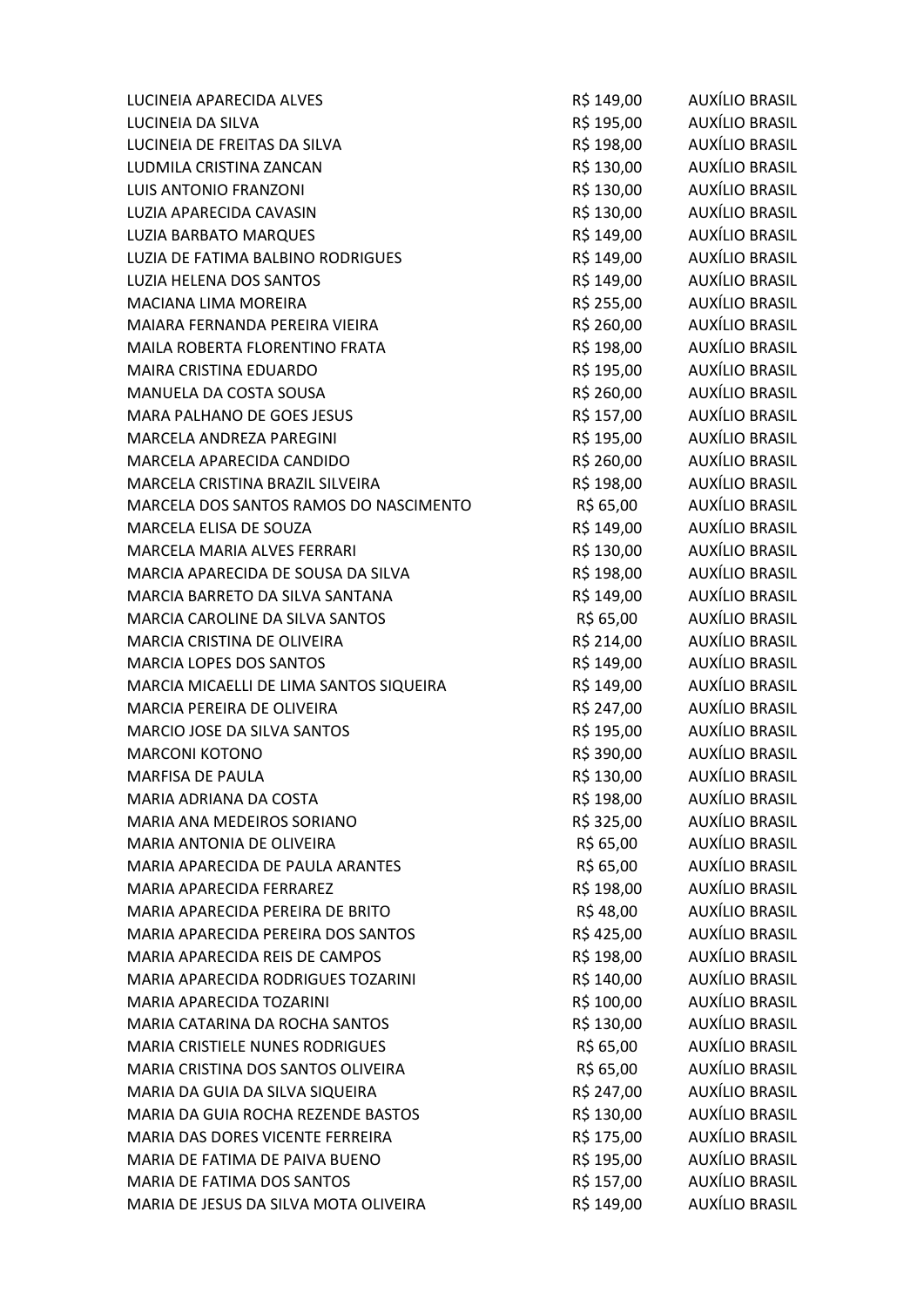| | | |
|---|---|---|
| LUCINEIA APARECIDA ALVES | R$ 149,00 | AUXÍLIO BRASIL |
| LUCINEIA DA SILVA | R$ 195,00 | AUXÍLIO BRASIL |
| LUCINEIA DE FREITAS DA SILVA | R$ 198,00 | AUXÍLIO BRASIL |
| LUDMILA CRISTINA ZANCAN | R$ 130,00 | AUXÍLIO BRASIL |
| LUIS ANTONIO FRANZONI | R$ 130,00 | AUXÍLIO BRASIL |
| LUZIA APARECIDA CAVASIN | R$ 130,00 | AUXÍLIO BRASIL |
| LUZIA BARBATO MARQUES | R$ 149,00 | AUXÍLIO BRASIL |
| LUZIA DE FATIMA BALBINO RODRIGUES | R$ 149,00 | AUXÍLIO BRASIL |
| LUZIA HELENA DOS SANTOS | R$ 149,00 | AUXÍLIO BRASIL |
| MACIANA LIMA MOREIRA | R$ 255,00 | AUXÍLIO BRASIL |
| MAIARA FERNANDA PEREIRA VIEIRA | R$ 260,00 | AUXÍLIO BRASIL |
| MAILA ROBERTA FLORENTINO FRATA | R$ 198,00 | AUXÍLIO BRASIL |
| MAIRA CRISTINA EDUARDO | R$ 195,00 | AUXÍLIO BRASIL |
| MANUELA DA COSTA SOUSA | R$ 260,00 | AUXÍLIO BRASIL |
| MARA PALHANO DE GOES JESUS | R$ 157,00 | AUXÍLIO BRASIL |
| MARCELA ANDREZA PAREGINI | R$ 195,00 | AUXÍLIO BRASIL |
| MARCELA APARECIDA CANDIDO | R$ 260,00 | AUXÍLIO BRASIL |
| MARCELA CRISTINA BRAZIL SILVEIRA | R$ 198,00 | AUXÍLIO BRASIL |
| MARCELA DOS SANTOS RAMOS DO NASCIMENTO | R$ 65,00 | AUXÍLIO BRASIL |
| MARCELA ELISA DE SOUZA | R$ 149,00 | AUXÍLIO BRASIL |
| MARCELA MARIA ALVES FERRARI | R$ 130,00 | AUXÍLIO BRASIL |
| MARCIA APARECIDA DE SOUSA DA SILVA | R$ 198,00 | AUXÍLIO BRASIL |
| MARCIA BARRETO DA SILVA SANTANA | R$ 149,00 | AUXÍLIO BRASIL |
| MARCIA CAROLINE DA SILVA SANTOS | R$ 65,00 | AUXÍLIO BRASIL |
| MARCIA CRISTINA DE OLIVEIRA | R$ 214,00 | AUXÍLIO BRASIL |
| MARCIA LOPES DOS SANTOS | R$ 149,00 | AUXÍLIO BRASIL |
| MARCIA MICAELLI DE LIMA SANTOS SIQUEIRA | R$ 149,00 | AUXÍLIO BRASIL |
| MARCIA PEREIRA DE OLIVEIRA | R$ 247,00 | AUXÍLIO BRASIL |
| MARCIO JOSE DA SILVA SANTOS | R$ 195,00 | AUXÍLIO BRASIL |
| MARCONI KOTONO | R$ 390,00 | AUXÍLIO BRASIL |
| MARFISA DE PAULA | R$ 130,00 | AUXÍLIO BRASIL |
| MARIA ADRIANA DA COSTA | R$ 198,00 | AUXÍLIO BRASIL |
| MARIA ANA MEDEIROS SORIANO | R$ 325,00 | AUXÍLIO BRASIL |
| MARIA ANTONIA DE OLIVEIRA | R$ 65,00 | AUXÍLIO BRASIL |
| MARIA APARECIDA DE PAULA ARANTES | R$ 65,00 | AUXÍLIO BRASIL |
| MARIA APARECIDA FERRAREZ | R$ 198,00 | AUXÍLIO BRASIL |
| MARIA APARECIDA PEREIRA DE BRITO | R$ 48,00 | AUXÍLIO BRASIL |
| MARIA APARECIDA PEREIRA DOS SANTOS | R$ 425,00 | AUXÍLIO BRASIL |
| MARIA APARECIDA REIS DE CAMPOS | R$ 198,00 | AUXÍLIO BRASIL |
| MARIA APARECIDA RODRIGUES TOZARINI | R$ 140,00 | AUXÍLIO BRASIL |
| MARIA APARECIDA TOZARINI | R$ 100,00 | AUXÍLIO BRASIL |
| MARIA CATARINA DA ROCHA SANTOS | R$ 130,00 | AUXÍLIO BRASIL |
| MARIA CRISTIELE NUNES RODRIGUES | R$ 65,00 | AUXÍLIO BRASIL |
| MARIA CRISTINA DOS SANTOS OLIVEIRA | R$ 65,00 | AUXÍLIO BRASIL |
| MARIA DA GUIA DA SILVA SIQUEIRA | R$ 247,00 | AUXÍLIO BRASIL |
| MARIA DA GUIA ROCHA REZENDE BASTOS | R$ 130,00 | AUXÍLIO BRASIL |
| MARIA DAS DORES VICENTE FERREIRA | R$ 175,00 | AUXÍLIO BRASIL |
| MARIA DE FATIMA DE PAIVA BUENO | R$ 195,00 | AUXÍLIO BRASIL |
| MARIA DE FATIMA DOS SANTOS | R$ 157,00 | AUXÍLIO BRASIL |
| MARIA DE JESUS DA SILVA MOTA OLIVEIRA | R$ 149,00 | AUXÍLIO BRASIL |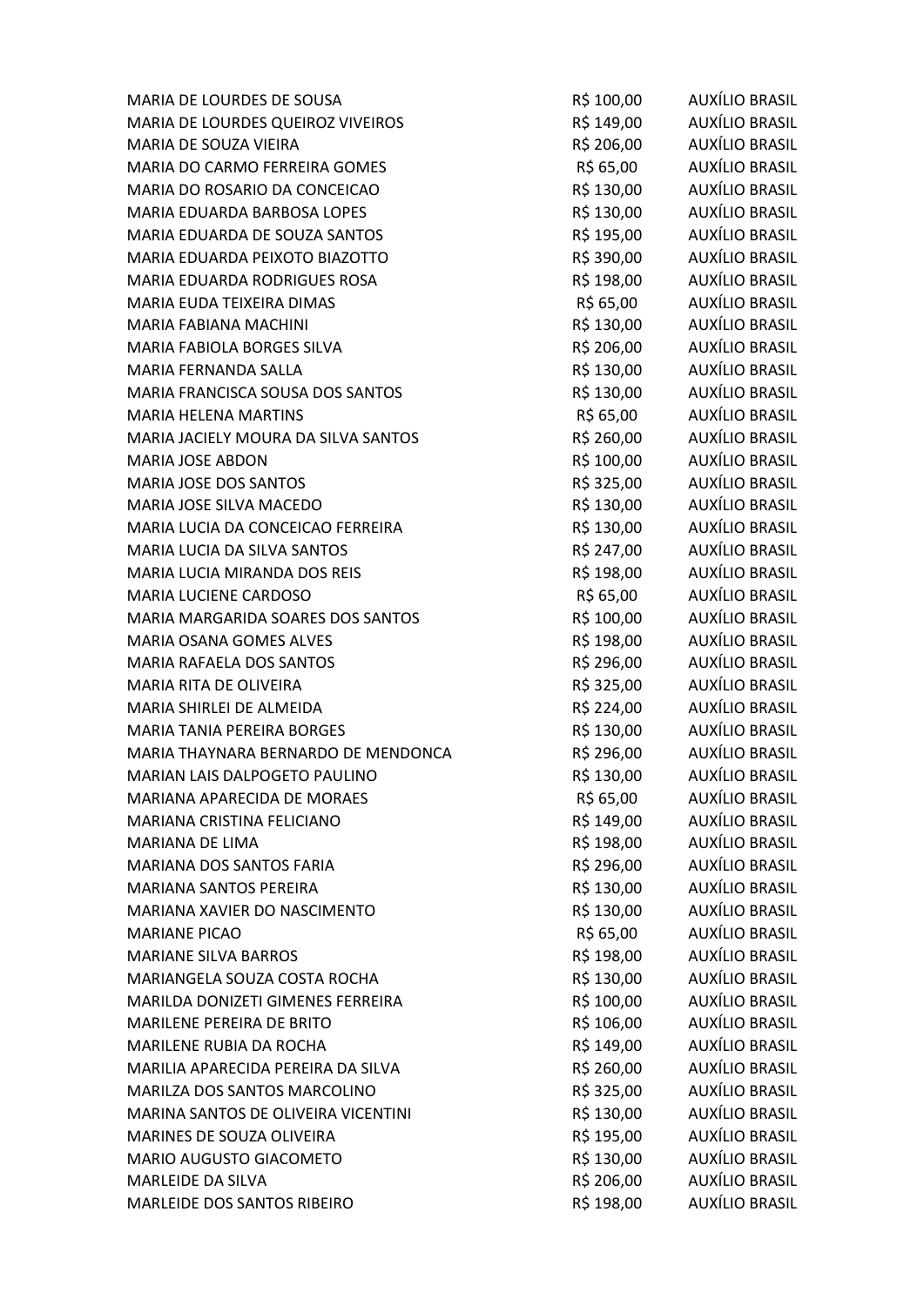| | | |
|---|---|---|
| MARIA DE LOURDES DE SOUSA | R$ 100,00 | AUXÍLIO BRASIL |
| MARIA DE LOURDES QUEIROZ VIVEIROS | R$ 149,00 | AUXÍLIO BRASIL |
| MARIA DE SOUZA VIEIRA | R$ 206,00 | AUXÍLIO BRASIL |
| MARIA DO CARMO FERREIRA GOMES | R$ 65,00 | AUXÍLIO BRASIL |
| MARIA DO ROSARIO DA CONCEICAO | R$ 130,00 | AUXÍLIO BRASIL |
| MARIA EDUARDA BARBOSA LOPES | R$ 130,00 | AUXÍLIO BRASIL |
| MARIA EDUARDA DE SOUZA SANTOS | R$ 195,00 | AUXÍLIO BRASIL |
| MARIA EDUARDA PEIXOTO BIAZOTTO | R$ 390,00 | AUXÍLIO BRASIL |
| MARIA EDUARDA RODRIGUES ROSA | R$ 198,00 | AUXÍLIO BRASIL |
| MARIA EUDA TEIXEIRA DIMAS | R$ 65,00 | AUXÍLIO BRASIL |
| MARIA FABIANA MACHINI | R$ 130,00 | AUXÍLIO BRASIL |
| MARIA FABIOLA BORGES SILVA | R$ 206,00 | AUXÍLIO BRASIL |
| MARIA FERNANDA SALLA | R$ 130,00 | AUXÍLIO BRASIL |
| MARIA FRANCISCA SOUSA DOS SANTOS | R$ 130,00 | AUXÍLIO BRASIL |
| MARIA HELENA MARTINS | R$ 65,00 | AUXÍLIO BRASIL |
| MARIA JACIELY MOURA DA SILVA SANTOS | R$ 260,00 | AUXÍLIO BRASIL |
| MARIA JOSE ABDON | R$ 100,00 | AUXÍLIO BRASIL |
| MARIA JOSE DOS SANTOS | R$ 325,00 | AUXÍLIO BRASIL |
| MARIA JOSE SILVA MACEDO | R$ 130,00 | AUXÍLIO BRASIL |
| MARIA LUCIA DA CONCEICAO FERREIRA | R$ 130,00 | AUXÍLIO BRASIL |
| MARIA LUCIA DA SILVA SANTOS | R$ 247,00 | AUXÍLIO BRASIL |
| MARIA LUCIA MIRANDA DOS REIS | R$ 198,00 | AUXÍLIO BRASIL |
| MARIA LUCIENE CARDOSO | R$ 65,00 | AUXÍLIO BRASIL |
| MARIA MARGARIDA SOARES DOS SANTOS | R$ 100,00 | AUXÍLIO BRASIL |
| MARIA OSANA GOMES ALVES | R$ 198,00 | AUXÍLIO BRASIL |
| MARIA RAFAELA DOS SANTOS | R$ 296,00 | AUXÍLIO BRASIL |
| MARIA RITA DE OLIVEIRA | R$ 325,00 | AUXÍLIO BRASIL |
| MARIA SHIRLEI DE ALMEIDA | R$ 224,00 | AUXÍLIO BRASIL |
| MARIA TANIA PEREIRA BORGES | R$ 130,00 | AUXÍLIO BRASIL |
| MARIA THAYNARA BERNARDO DE MENDONCA | R$ 296,00 | AUXÍLIO BRASIL |
| MARIAN LAIS DALPOGETO PAULINO | R$ 130,00 | AUXÍLIO BRASIL |
| MARIANA APARECIDA DE MORAES | R$ 65,00 | AUXÍLIO BRASIL |
| MARIANA CRISTINA FELICIANO | R$ 149,00 | AUXÍLIO BRASIL |
| MARIANA DE LIMA | R$ 198,00 | AUXÍLIO BRASIL |
| MARIANA DOS SANTOS FARIA | R$ 296,00 | AUXÍLIO BRASIL |
| MARIANA SANTOS PEREIRA | R$ 130,00 | AUXÍLIO BRASIL |
| MARIANA XAVIER DO NASCIMENTO | R$ 130,00 | AUXÍLIO BRASIL |
| MARIANE PICAO | R$ 65,00 | AUXÍLIO BRASIL |
| MARIANE SILVA BARROS | R$ 198,00 | AUXÍLIO BRASIL |
| MARIANGELA SOUZA COSTA ROCHA | R$ 130,00 | AUXÍLIO BRASIL |
| MARILDA DONIZETI GIMENES FERREIRA | R$ 100,00 | AUXÍLIO BRASIL |
| MARILENE PEREIRA DE BRITO | R$ 106,00 | AUXÍLIO BRASIL |
| MARILENE RUBIA DA ROCHA | R$ 149,00 | AUXÍLIO BRASIL |
| MARILIA APARECIDA PEREIRA DA SILVA | R$ 260,00 | AUXÍLIO BRASIL |
| MARILZA DOS SANTOS MARCOLINO | R$ 325,00 | AUXÍLIO BRASIL |
| MARINA SANTOS DE OLIVEIRA VICENTINI | R$ 130,00 | AUXÍLIO BRASIL |
| MARINES DE SOUZA OLIVEIRA | R$ 195,00 | AUXÍLIO BRASIL |
| MARIO AUGUSTO GIACOMETO | R$ 130,00 | AUXÍLIO BRASIL |
| MARLEIDE DA SILVA | R$ 206,00 | AUXÍLIO BRASIL |
| MARLEIDE DOS SANTOS RIBEIRO | R$ 198,00 | AUXÍLIO BRASIL |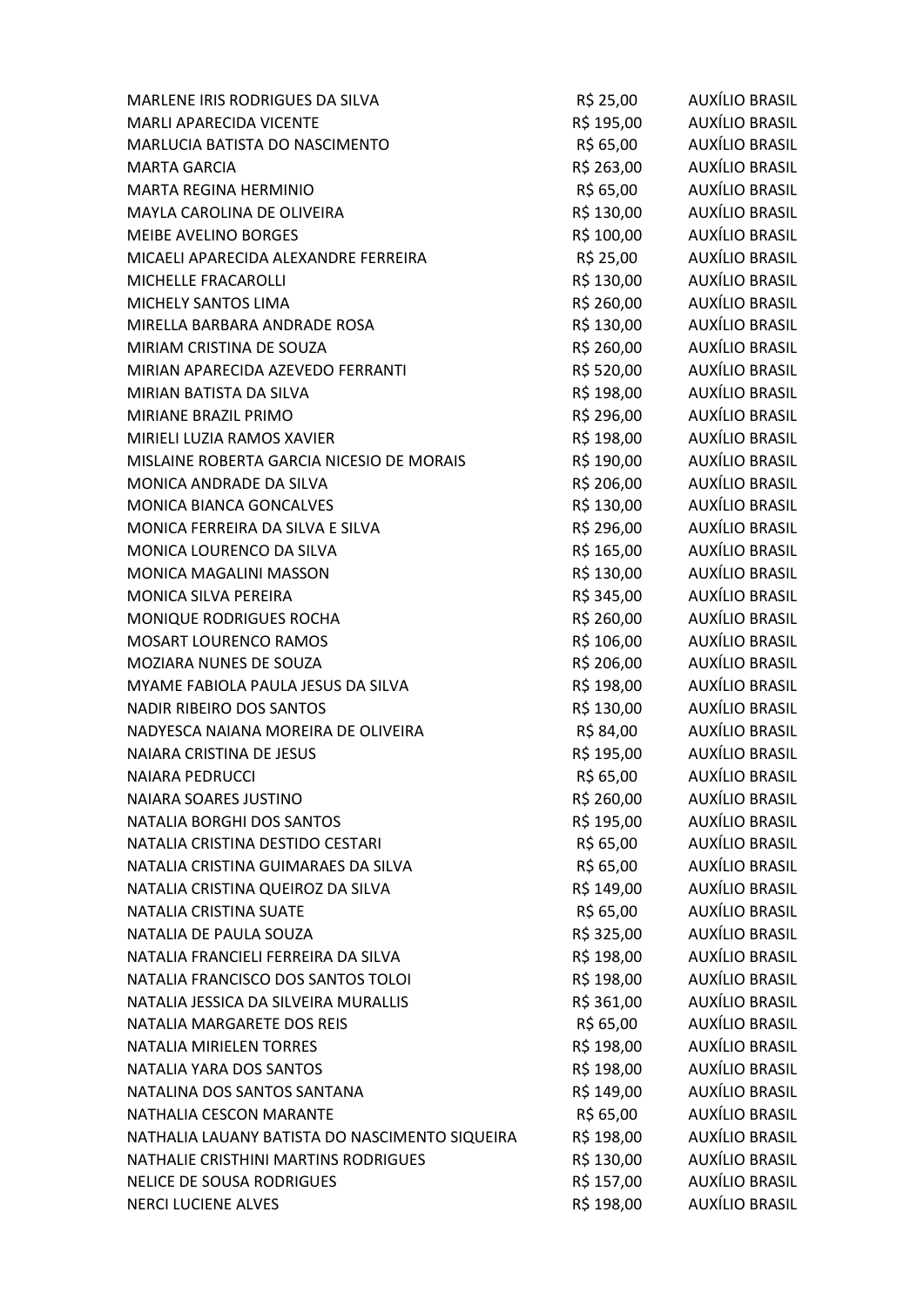| | | |
|---|---|---|
| MARLENE IRIS RODRIGUES DA SILVA | R$ 25,00 | AUXÍLIO BRASIL |
| MARLI APARECIDA VICENTE | R$ 195,00 | AUXÍLIO BRASIL |
| MARLUCIA BATISTA DO NASCIMENTO | R$ 65,00 | AUXÍLIO BRASIL |
| MARTA GARCIA | R$ 263,00 | AUXÍLIO BRASIL |
| MARTA REGINA HERMINIO | R$ 65,00 | AUXÍLIO BRASIL |
| MAYLA CAROLINA DE OLIVEIRA | R$ 130,00 | AUXÍLIO BRASIL |
| MEIBE AVELINO BORGES | R$ 100,00 | AUXÍLIO BRASIL |
| MICAELI APARECIDA ALEXANDRE FERREIRA | R$ 25,00 | AUXÍLIO BRASIL |
| MICHELLE FRACAROLLI | R$ 130,00 | AUXÍLIO BRASIL |
| MICHELY SANTOS LIMA | R$ 260,00 | AUXÍLIO BRASIL |
| MIRELLA BARBARA ANDRADE ROSA | R$ 130,00 | AUXÍLIO BRASIL |
| MIRIAM CRISTINA DE SOUZA | R$ 260,00 | AUXÍLIO BRASIL |
| MIRIAN APARECIDA AZEVEDO FERRANTI | R$ 520,00 | AUXÍLIO BRASIL |
| MIRIAN BATISTA DA SILVA | R$ 198,00 | AUXÍLIO BRASIL |
| MIRIANE BRAZIL PRIMO | R$ 296,00 | AUXÍLIO BRASIL |
| MIRIELI LUZIA RAMOS XAVIER | R$ 198,00 | AUXÍLIO BRASIL |
| MISLAINE ROBERTA GARCIA NICESIO DE MORAIS | R$ 190,00 | AUXÍLIO BRASIL |
| MONICA ANDRADE DA SILVA | R$ 206,00 | AUXÍLIO BRASIL |
| MONICA BIANCA GONCALVES | R$ 130,00 | AUXÍLIO BRASIL |
| MONICA FERREIRA DA SILVA E SILVA | R$ 296,00 | AUXÍLIO BRASIL |
| MONICA LOURENCO DA SILVA | R$ 165,00 | AUXÍLIO BRASIL |
| MONICA MAGALINI MASSON | R$ 130,00 | AUXÍLIO BRASIL |
| MONICA SILVA PEREIRA | R$ 345,00 | AUXÍLIO BRASIL |
| MONIQUE RODRIGUES ROCHA | R$ 260,00 | AUXÍLIO BRASIL |
| MOSART LOURENCO RAMOS | R$ 106,00 | AUXÍLIO BRASIL |
| MOZIARA NUNES DE SOUZA | R$ 206,00 | AUXÍLIO BRASIL |
| MYAME FABIOLA PAULA JESUS DA SILVA | R$ 198,00 | AUXÍLIO BRASIL |
| NADIR RIBEIRO DOS SANTOS | R$ 130,00 | AUXÍLIO BRASIL |
| NADYESCA NAIANA MOREIRA DE OLIVEIRA | R$ 84,00 | AUXÍLIO BRASIL |
| NAIARA CRISTINA DE JESUS | R$ 195,00 | AUXÍLIO BRASIL |
| NAIARA PEDRUCCI | R$ 65,00 | AUXÍLIO BRASIL |
| NAIARA SOARES JUSTINO | R$ 260,00 | AUXÍLIO BRASIL |
| NATALIA BORGHI DOS SANTOS | R$ 195,00 | AUXÍLIO BRASIL |
| NATALIA CRISTINA DESTIDO CESTARI | R$ 65,00 | AUXÍLIO BRASIL |
| NATALIA CRISTINA GUIMARAES DA SILVA | R$ 65,00 | AUXÍLIO BRASIL |
| NATALIA CRISTINA QUEIROZ DA SILVA | R$ 149,00 | AUXÍLIO BRASIL |
| NATALIA CRISTINA SUATE | R$ 65,00 | AUXÍLIO BRASIL |
| NATALIA DE PAULA SOUZA | R$ 325,00 | AUXÍLIO BRASIL |
| NATALIA FRANCIELI FERREIRA DA SILVA | R$ 198,00 | AUXÍLIO BRASIL |
| NATALIA FRANCISCO DOS SANTOS TOLOI | R$ 198,00 | AUXÍLIO BRASIL |
| NATALIA JESSICA DA SILVEIRA MURALLIS | R$ 361,00 | AUXÍLIO BRASIL |
| NATALIA MARGARETE DOS REIS | R$ 65,00 | AUXÍLIO BRASIL |
| NATALIA MIRIELEN TORRES | R$ 198,00 | AUXÍLIO BRASIL |
| NATALIA YARA DOS SANTOS | R$ 198,00 | AUXÍLIO BRASIL |
| NATALINA DOS SANTOS SANTANA | R$ 149,00 | AUXÍLIO BRASIL |
| NATHALIA CESCON MARANTE | R$ 65,00 | AUXÍLIO BRASIL |
| NATHALIA LAUANY BATISTA DO NASCIMENTO SIQUEIRA | R$ 198,00 | AUXÍLIO BRASIL |
| NATHALIE CRISTHINI MARTINS RODRIGUES | R$ 130,00 | AUXÍLIO BRASIL |
| NELICE DE SOUSA RODRIGUES | R$ 157,00 | AUXÍLIO BRASIL |
| NERCI LUCIENE ALVES | R$ 198,00 | AUXÍLIO BRASIL |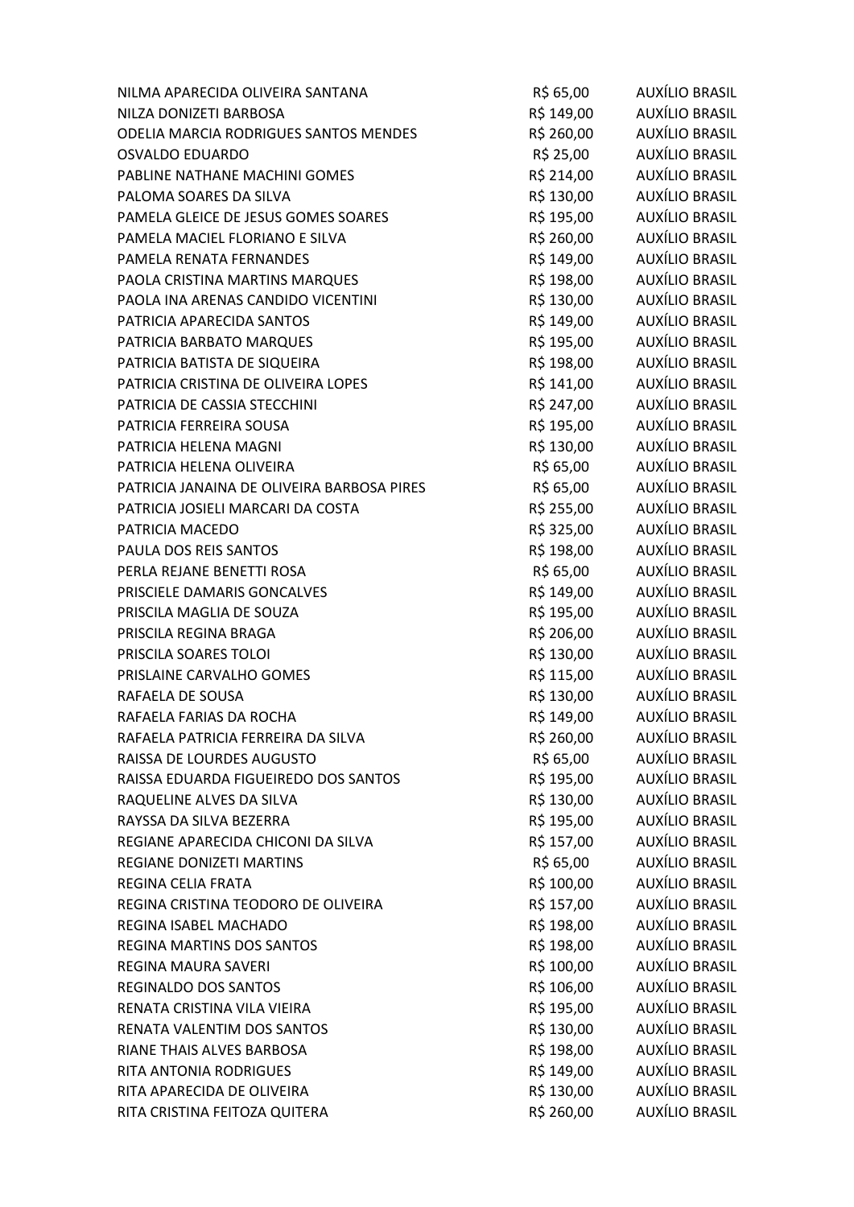| | | |
|---|---|---|
| NILMA APARECIDA OLIVEIRA SANTANA | R$ 65,00 | AUXÍLIO BRASIL |
| NILZA DONIZETI BARBOSA | R$ 149,00 | AUXÍLIO BRASIL |
| ODELIA MARCIA RODRIGUES SANTOS MENDES | R$ 260,00 | AUXÍLIO BRASIL |
| OSVALDO EDUARDO | R$ 25,00 | AUXÍLIO BRASIL |
| PABLINE NATHANE MACHINI GOMES | R$ 214,00 | AUXÍLIO BRASIL |
| PALOMA SOARES DA SILVA | R$ 130,00 | AUXÍLIO BRASIL |
| PAMELA GLEICE DE JESUS GOMES SOARES | R$ 195,00 | AUXÍLIO BRASIL |
| PAMELA MACIEL FLORIANO E SILVA | R$ 260,00 | AUXÍLIO BRASIL |
| PAMELA RENATA FERNANDES | R$ 149,00 | AUXÍLIO BRASIL |
| PAOLA CRISTINA MARTINS MARQUES | R$ 198,00 | AUXÍLIO BRASIL |
| PAOLA INA ARENAS CANDIDO VICENTINI | R$ 130,00 | AUXÍLIO BRASIL |
| PATRICIA APARECIDA SANTOS | R$ 149,00 | AUXÍLIO BRASIL |
| PATRICIA BARBATO MARQUES | R$ 195,00 | AUXÍLIO BRASIL |
| PATRICIA BATISTA DE SIQUEIRA | R$ 198,00 | AUXÍLIO BRASIL |
| PATRICIA CRISTINA DE OLIVEIRA LOPES | R$ 141,00 | AUXÍLIO BRASIL |
| PATRICIA DE CASSIA STECCHINI | R$ 247,00 | AUXÍLIO BRASIL |
| PATRICIA FERREIRA SOUSA | R$ 195,00 | AUXÍLIO BRASIL |
| PATRICIA HELENA MAGNI | R$ 130,00 | AUXÍLIO BRASIL |
| PATRICIA HELENA OLIVEIRA | R$ 65,00 | AUXÍLIO BRASIL |
| PATRICIA JANAINA DE OLIVEIRA BARBOSA PIRES | R$ 65,00 | AUXÍLIO BRASIL |
| PATRICIA JOSIELI MARCARI DA COSTA | R$ 255,00 | AUXÍLIO BRASIL |
| PATRICIA MACEDO | R$ 325,00 | AUXÍLIO BRASIL |
| PAULA DOS REIS SANTOS | R$ 198,00 | AUXÍLIO BRASIL |
| PERLA REJANE BENETTI ROSA | R$ 65,00 | AUXÍLIO BRASIL |
| PRISCIELE DAMARIS GONCALVES | R$ 149,00 | AUXÍLIO BRASIL |
| PRISCILA MAGLIA DE SOUZA | R$ 195,00 | AUXÍLIO BRASIL |
| PRISCILA REGINA BRAGA | R$ 206,00 | AUXÍLIO BRASIL |
| PRISCILA SOARES TOLOI | R$ 130,00 | AUXÍLIO BRASIL |
| PRISLAINE CARVALHO GOMES | R$ 115,00 | AUXÍLIO BRASIL |
| RAFAELA DE SOUSA | R$ 130,00 | AUXÍLIO BRASIL |
| RAFAELA FARIAS DA ROCHA | R$ 149,00 | AUXÍLIO BRASIL |
| RAFAELA PATRICIA FERREIRA DA SILVA | R$ 260,00 | AUXÍLIO BRASIL |
| RAISSA DE LOURDES AUGUSTO | R$ 65,00 | AUXÍLIO BRASIL |
| RAISSA EDUARDA FIGUEIREDO DOS SANTOS | R$ 195,00 | AUXÍLIO BRASIL |
| RAQUELINE ALVES DA SILVA | R$ 130,00 | AUXÍLIO BRASIL |
| RAYSSA DA SILVA BEZERRA | R$ 195,00 | AUXÍLIO BRASIL |
| REGIANE APARECIDA CHICONI DA SILVA | R$ 157,00 | AUXÍLIO BRASIL |
| REGIANE DONIZETI MARTINS | R$ 65,00 | AUXÍLIO BRASIL |
| REGINA CELIA FRATA | R$ 100,00 | AUXÍLIO BRASIL |
| REGINA CRISTINA TEODORO DE OLIVEIRA | R$ 157,00 | AUXÍLIO BRASIL |
| REGINA ISABEL MACHADO | R$ 198,00 | AUXÍLIO BRASIL |
| REGINA MARTINS DOS SANTOS | R$ 198,00 | AUXÍLIO BRASIL |
| REGINA MAURA SAVERI | R$ 100,00 | AUXÍLIO BRASIL |
| REGINALDO DOS SANTOS | R$ 106,00 | AUXÍLIO BRASIL |
| RENATA CRISTINA VILA VIEIRA | R$ 195,00 | AUXÍLIO BRASIL |
| RENATA VALENTIM DOS SANTOS | R$ 130,00 | AUXÍLIO BRASIL |
| RIANE THAIS ALVES BARBOSA | R$ 198,00 | AUXÍLIO BRASIL |
| RITA ANTONIA RODRIGUES | R$ 149,00 | AUXÍLIO BRASIL |
| RITA APARECIDA DE OLIVEIRA | R$ 130,00 | AUXÍLIO BRASIL |
| RITA CRISTINA FEITOZA QUITERA | R$ 260,00 | AUXÍLIO BRASIL |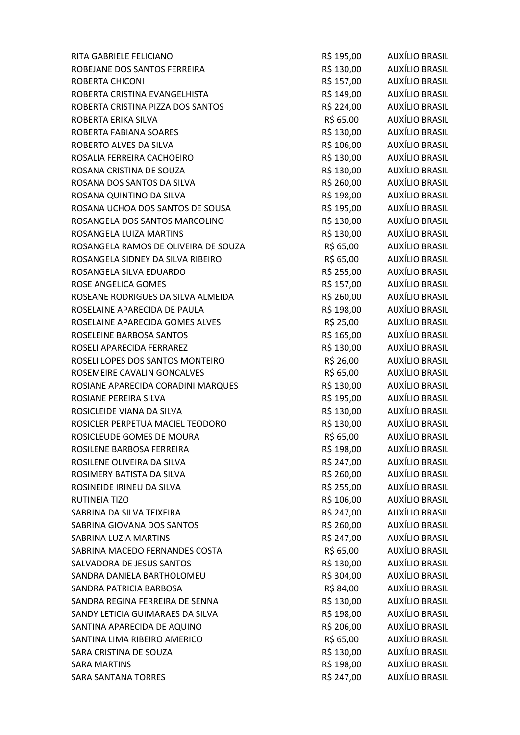| | | |
|---|---|---|
| RITA GABRIELE FELICIANO | R$ 195,00 | AUXÍLIO BRASIL |
| ROBEJANE DOS SANTOS FERREIRA | R$ 130,00 | AUXÍLIO BRASIL |
| ROBERTA CHICONI | R$ 157,00 | AUXÍLIO BRASIL |
| ROBERTA CRISTINA EVANGELHISTA | R$ 149,00 | AUXÍLIO BRASIL |
| ROBERTA CRISTINA PIZZA DOS SANTOS | R$ 224,00 | AUXÍLIO BRASIL |
| ROBERTA ERIKA SILVA | R$ 65,00 | AUXÍLIO BRASIL |
| ROBERTA FABIANA SOARES | R$ 130,00 | AUXÍLIO BRASIL |
| ROBERTO ALVES DA SILVA | R$ 106,00 | AUXÍLIO BRASIL |
| ROSALIA FERREIRA CACHOEIRO | R$ 130,00 | AUXÍLIO BRASIL |
| ROSANA CRISTINA DE SOUZA | R$ 130,00 | AUXÍLIO BRASIL |
| ROSANA DOS SANTOS DA SILVA | R$ 260,00 | AUXÍLIO BRASIL |
| ROSANA QUINTINO DA SILVA | R$ 198,00 | AUXÍLIO BRASIL |
| ROSANA UCHOA DOS SANTOS DE SOUSA | R$ 195,00 | AUXÍLIO BRASIL |
| ROSANGELA DOS SANTOS MARCOLINO | R$ 130,00 | AUXÍLIO BRASIL |
| ROSANGELA LUIZA MARTINS | R$ 130,00 | AUXÍLIO BRASIL |
| ROSANGELA RAMOS DE OLIVEIRA DE SOUZA | R$ 65,00 | AUXÍLIO BRASIL |
| ROSANGELA SIDNEY DA SILVA RIBEIRO | R$ 65,00 | AUXÍLIO BRASIL |
| ROSANGELA SILVA EDUARDO | R$ 255,00 | AUXÍLIO BRASIL |
| ROSE ANGELICA GOMES | R$ 157,00 | AUXÍLIO BRASIL |
| ROSEANE RODRIGUES DA SILVA ALMEIDA | R$ 260,00 | AUXÍLIO BRASIL |
| ROSELAINE APARECIDA DE PAULA | R$ 198,00 | AUXÍLIO BRASIL |
| ROSELAINE APARECIDA GOMES ALVES | R$ 25,00 | AUXÍLIO BRASIL |
| ROSELEINE BARBOSA SANTOS | R$ 165,00 | AUXÍLIO BRASIL |
| ROSELI APARECIDA FERRAREZ | R$ 130,00 | AUXÍLIO BRASIL |
| ROSELI LOPES DOS SANTOS MONTEIRO | R$ 26,00 | AUXÍLIO BRASIL |
| ROSEMEIRE CAVALIN GONCALVES | R$ 65,00 | AUXÍLIO BRASIL |
| ROSIANE APARECIDA CORADINI MARQUES | R$ 130,00 | AUXÍLIO BRASIL |
| ROSIANE PEREIRA SILVA | R$ 195,00 | AUXÍLIO BRASIL |
| ROSICLEIDE VIANA DA SILVA | R$ 130,00 | AUXÍLIO BRASIL |
| ROSICLER PERPETUA MACIEL TEODORO | R$ 130,00 | AUXÍLIO BRASIL |
| ROSICLEUDE GOMES DE MOURA | R$ 65,00 | AUXÍLIO BRASIL |
| ROSILENE BARBOSA FERREIRA | R$ 198,00 | AUXÍLIO BRASIL |
| ROSILENE OLIVEIRA DA SILVA | R$ 247,00 | AUXÍLIO BRASIL |
| ROSIMERY BATISTA DA SILVA | R$ 260,00 | AUXÍLIO BRASIL |
| ROSINEIDE IRINEU DA SILVA | R$ 255,00 | AUXÍLIO BRASIL |
| RUTINEIA TIZO | R$ 106,00 | AUXÍLIO BRASIL |
| SABRINA DA SILVA TEIXEIRA | R$ 247,00 | AUXÍLIO BRASIL |
| SABRINA GIOVANA DOS SANTOS | R$ 260,00 | AUXÍLIO BRASIL |
| SABRINA LUZIA MARTINS | R$ 247,00 | AUXÍLIO BRASIL |
| SABRINA MACEDO FERNANDES COSTA | R$ 65,00 | AUXÍLIO BRASIL |
| SALVADORA DE JESUS SANTOS | R$ 130,00 | AUXÍLIO BRASIL |
| SANDRA DANIELA BARTHOLOMEU | R$ 304,00 | AUXÍLIO BRASIL |
| SANDRA PATRICIA BARBOSA | R$ 84,00 | AUXÍLIO BRASIL |
| SANDRA REGINA FERREIRA DE SENNA | R$ 130,00 | AUXÍLIO BRASIL |
| SANDY LETICIA GUIMARAES DA SILVA | R$ 198,00 | AUXÍLIO BRASIL |
| SANTINA APARECIDA DE AQUINO | R$ 206,00 | AUXÍLIO BRASIL |
| SANTINA LIMA RIBEIRO AMERICO | R$ 65,00 | AUXÍLIO BRASIL |
| SARA CRISTINA DE SOUZA | R$ 130,00 | AUXÍLIO BRASIL |
| SARA MARTINS | R$ 198,00 | AUXÍLIO BRASIL |
| SARA SANTANA TORRES | R$ 247,00 | AUXÍLIO BRASIL |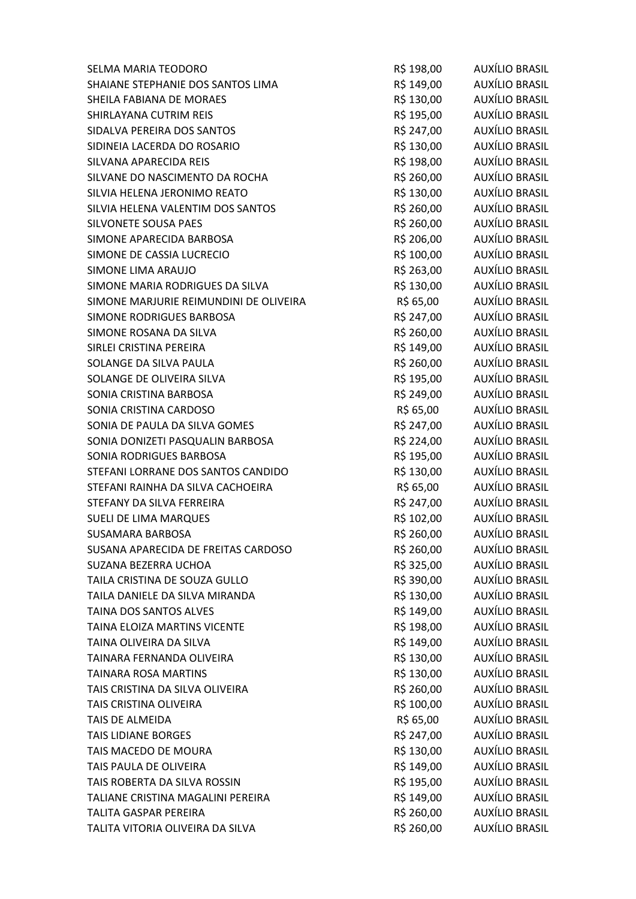| | | |
|---|---|---|
| SELMA MARIA TEODORO | R$ 198,00 | AUXÍLIO BRASIL |
| SHAIANE STEPHANIE DOS SANTOS LIMA | R$ 149,00 | AUXÍLIO BRASIL |
| SHEILA FABIANA DE MORAES | R$ 130,00 | AUXÍLIO BRASIL |
| SHIRLAYANA CUTRIM REIS | R$ 195,00 | AUXÍLIO BRASIL |
| SIDALVA PEREIRA DOS SANTOS | R$ 247,00 | AUXÍLIO BRASIL |
| SIDINEIA LACERDA DO ROSARIO | R$ 130,00 | AUXÍLIO BRASIL |
| SILVANA APARECIDA REIS | R$ 198,00 | AUXÍLIO BRASIL |
| SILVANE DO NASCIMENTO DA ROCHA | R$ 260,00 | AUXÍLIO BRASIL |
| SILVIA HELENA JERONIMO REATO | R$ 130,00 | AUXÍLIO BRASIL |
| SILVIA HELENA VALENTIM DOS SANTOS | R$ 260,00 | AUXÍLIO BRASIL |
| SILVONETE SOUSA PAES | R$ 260,00 | AUXÍLIO BRASIL |
| SIMONE APARECIDA BARBOSA | R$ 206,00 | AUXÍLIO BRASIL |
| SIMONE DE CASSIA LUCRECIO | R$ 100,00 | AUXÍLIO BRASIL |
| SIMONE LIMA ARAUJO | R$ 263,00 | AUXÍLIO BRASIL |
| SIMONE MARIA RODRIGUES DA SILVA | R$ 130,00 | AUXÍLIO BRASIL |
| SIMONE MARJURIE REIMUNDINI DE OLIVEIRA | R$ 65,00 | AUXÍLIO BRASIL |
| SIMONE RODRIGUES BARBOSA | R$ 247,00 | AUXÍLIO BRASIL |
| SIMONE ROSANA DA SILVA | R$ 260,00 | AUXÍLIO BRASIL |
| SIRLEI CRISTINA PEREIRA | R$ 149,00 | AUXÍLIO BRASIL |
| SOLANGE DA SILVA PAULA | R$ 260,00 | AUXÍLIO BRASIL |
| SOLANGE DE OLIVEIRA SILVA | R$ 195,00 | AUXÍLIO BRASIL |
| SONIA CRISTINA BARBOSA | R$ 249,00 | AUXÍLIO BRASIL |
| SONIA CRISTINA CARDOSO | R$ 65,00 | AUXÍLIO BRASIL |
| SONIA DE PAULA DA SILVA GOMES | R$ 247,00 | AUXÍLIO BRASIL |
| SONIA DONIZETI PASQUALIN BARBOSA | R$ 224,00 | AUXÍLIO BRASIL |
| SONIA RODRIGUES BARBOSA | R$ 195,00 | AUXÍLIO BRASIL |
| STEFANI LORRANE DOS SANTOS CANDIDO | R$ 130,00 | AUXÍLIO BRASIL |
| STEFANI RAINHA DA SILVA CACHOEIRA | R$ 65,00 | AUXÍLIO BRASIL |
| STEFANY DA SILVA FERREIRA | R$ 247,00 | AUXÍLIO BRASIL |
| SUELI DE LIMA MARQUES | R$ 102,00 | AUXÍLIO BRASIL |
| SUSAMARA BARBOSA | R$ 260,00 | AUXÍLIO BRASIL |
| SUSANA APARECIDA DE FREITAS CARDOSO | R$ 260,00 | AUXÍLIO BRASIL |
| SUZANA BEZERRA UCHOA | R$ 325,00 | AUXÍLIO BRASIL |
| TAILA CRISTINA DE SOUZA GULLO | R$ 390,00 | AUXÍLIO BRASIL |
| TAILA DANIELE DA SILVA MIRANDA | R$ 130,00 | AUXÍLIO BRASIL |
| TAINA DOS SANTOS ALVES | R$ 149,00 | AUXÍLIO BRASIL |
| TAINA ELOIZA MARTINS VICENTE | R$ 198,00 | AUXÍLIO BRASIL |
| TAINA OLIVEIRA DA SILVA | R$ 149,00 | AUXÍLIO BRASIL |
| TAINARA FERNANDA OLIVEIRA | R$ 130,00 | AUXÍLIO BRASIL |
| TAINARA ROSA MARTINS | R$ 130,00 | AUXÍLIO BRASIL |
| TAIS CRISTINA DA SILVA OLIVEIRA | R$ 260,00 | AUXÍLIO BRASIL |
| TAIS CRISTINA OLIVEIRA | R$ 100,00 | AUXÍLIO BRASIL |
| TAIS DE ALMEIDA | R$ 65,00 | AUXÍLIO BRASIL |
| TAIS LIDIANE BORGES | R$ 247,00 | AUXÍLIO BRASIL |
| TAIS MACEDO DE MOURA | R$ 130,00 | AUXÍLIO BRASIL |
| TAIS PAULA DE OLIVEIRA | R$ 149,00 | AUXÍLIO BRASIL |
| TAIS ROBERTA DA SILVA ROSSIN | R$ 195,00 | AUXÍLIO BRASIL |
| TALIANE CRISTINA MAGALINI PEREIRA | R$ 149,00 | AUXÍLIO BRASIL |
| TALITA GASPAR PEREIRA | R$ 260,00 | AUXÍLIO BRASIL |
| TALITA VITORIA OLIVEIRA DA SILVA | R$ 260,00 | AUXÍLIO BRASIL |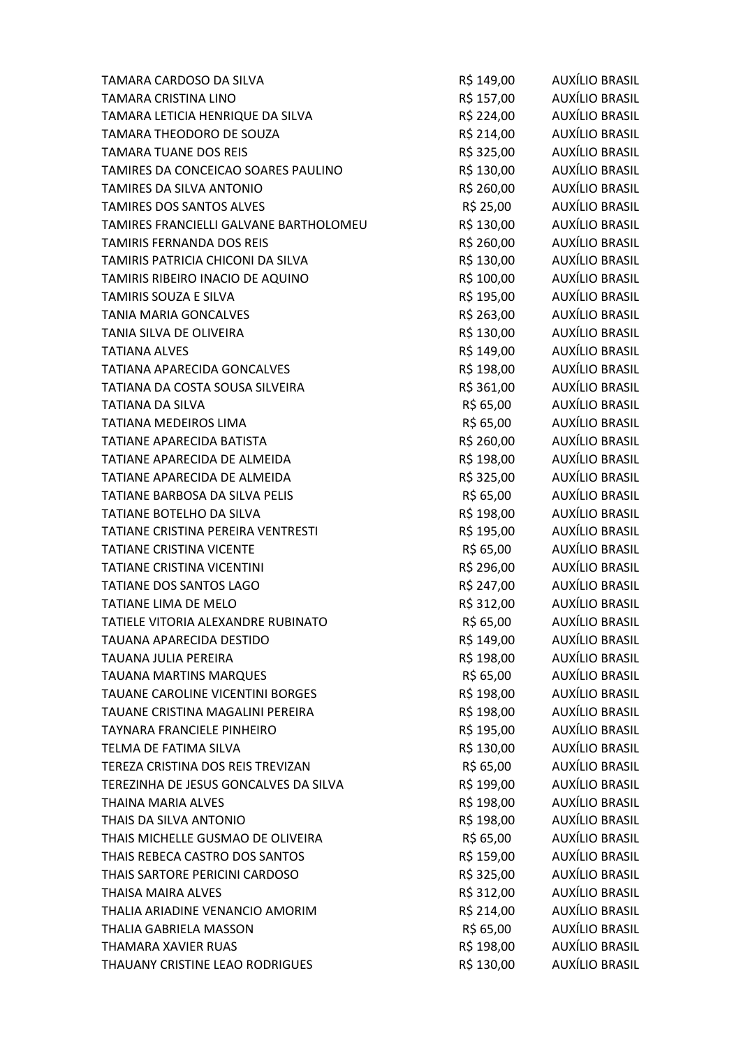| | | |
|---|---|---|
| TAMARA CARDOSO DA SILVA | R$ 149,00 | AUXÍLIO BRASIL |
| TAMARA CRISTINA LINO | R$ 157,00 | AUXÍLIO BRASIL |
| TAMARA LETICIA HENRIQUE DA SILVA | R$ 224,00 | AUXÍLIO BRASIL |
| TAMARA THEODORO DE SOUZA | R$ 214,00 | AUXÍLIO BRASIL |
| TAMARA TUANE DOS REIS | R$ 325,00 | AUXÍLIO BRASIL |
| TAMIRES DA CONCEICAO SOARES PAULINO | R$ 130,00 | AUXÍLIO BRASIL |
| TAMIRES DA SILVA ANTONIO | R$ 260,00 | AUXÍLIO BRASIL |
| TAMIRES DOS SANTOS ALVES | R$ 25,00 | AUXÍLIO BRASIL |
| TAMIRES FRANCIELLI GALVANE BARTHOLOMEU | R$ 130,00 | AUXÍLIO BRASIL |
| TAMIRIS FERNANDA DOS REIS | R$ 260,00 | AUXÍLIO BRASIL |
| TAMIRIS PATRICIA CHICONI DA SILVA | R$ 130,00 | AUXÍLIO BRASIL |
| TAMIRIS RIBEIRO INACIO DE AQUINO | R$ 100,00 | AUXÍLIO BRASIL |
| TAMIRIS SOUZA E SILVA | R$ 195,00 | AUXÍLIO BRASIL |
| TANIA MARIA GONCALVES | R$ 263,00 | AUXÍLIO BRASIL |
| TANIA SILVA DE OLIVEIRA | R$ 130,00 | AUXÍLIO BRASIL |
| TATIANA ALVES | R$ 149,00 | AUXÍLIO BRASIL |
| TATIANA APARECIDA GONCALVES | R$ 198,00 | AUXÍLIO BRASIL |
| TATIANA DA COSTA SOUSA SILVEIRA | R$ 361,00 | AUXÍLIO BRASIL |
| TATIANA DA SILVA | R$ 65,00 | AUXÍLIO BRASIL |
| TATIANA MEDEIROS LIMA | R$ 65,00 | AUXÍLIO BRASIL |
| TATIANE APARECIDA BATISTA | R$ 260,00 | AUXÍLIO BRASIL |
| TATIANE APARECIDA DE ALMEIDA | R$ 198,00 | AUXÍLIO BRASIL |
| TATIANE APARECIDA DE ALMEIDA | R$ 325,00 | AUXÍLIO BRASIL |
| TATIANE BARBOSA DA SILVA PELIS | R$ 65,00 | AUXÍLIO BRASIL |
| TATIANE BOTELHO DA SILVA | R$ 198,00 | AUXÍLIO BRASIL |
| TATIANE CRISTINA PEREIRA VENTRESTI | R$ 195,00 | AUXÍLIO BRASIL |
| TATIANE CRISTINA VICENTE | R$ 65,00 | AUXÍLIO BRASIL |
| TATIANE CRISTINA VICENTINI | R$ 296,00 | AUXÍLIO BRASIL |
| TATIANE DOS SANTOS LAGO | R$ 247,00 | AUXÍLIO BRASIL |
| TATIANE LIMA DE MELO | R$ 312,00 | AUXÍLIO BRASIL |
| TATIELE VITORIA ALEXANDRE RUBINATO | R$ 65,00 | AUXÍLIO BRASIL |
| TAUANA APARECIDA DESTIDO | R$ 149,00 | AUXÍLIO BRASIL |
| TAUANA JULIA PEREIRA | R$ 198,00 | AUXÍLIO BRASIL |
| TAUANA MARTINS MARQUES | R$ 65,00 | AUXÍLIO BRASIL |
| TAUANE CAROLINE VICENTINI BORGES | R$ 198,00 | AUXÍLIO BRASIL |
| TAUANE CRISTINA MAGALINI PEREIRA | R$ 198,00 | AUXÍLIO BRASIL |
| TAYNARA FRANCIELE PINHEIRO | R$ 195,00 | AUXÍLIO BRASIL |
| TELMA DE FATIMA SILVA | R$ 130,00 | AUXÍLIO BRASIL |
| TEREZA CRISTINA DOS REIS TREVIZAN | R$ 65,00 | AUXÍLIO BRASIL |
| TEREZINHA DE JESUS GONCALVES DA SILVA | R$ 199,00 | AUXÍLIO BRASIL |
| THAINA MARIA ALVES | R$ 198,00 | AUXÍLIO BRASIL |
| THAIS DA SILVA ANTONIO | R$ 198,00 | AUXÍLIO BRASIL |
| THAIS MICHELLE GUSMAO DE OLIVEIRA | R$ 65,00 | AUXÍLIO BRASIL |
| THAIS REBECA CASTRO DOS SANTOS | R$ 159,00 | AUXÍLIO BRASIL |
| THAIS SARTORE PERICINI CARDOSO | R$ 325,00 | AUXÍLIO BRASIL |
| THAISA MAIRA ALVES | R$ 312,00 | AUXÍLIO BRASIL |
| THALIA ARIADINE VENANCIO AMORIM | R$ 214,00 | AUXÍLIO BRASIL |
| THALIA GABRIELA MASSON | R$ 65,00 | AUXÍLIO BRASIL |
| THAMARA XAVIER RUAS | R$ 198,00 | AUXÍLIO BRASIL |
| THAUANY CRISTINE LEAO RODRIGUES | R$ 130,00 | AUXÍLIO BRASIL |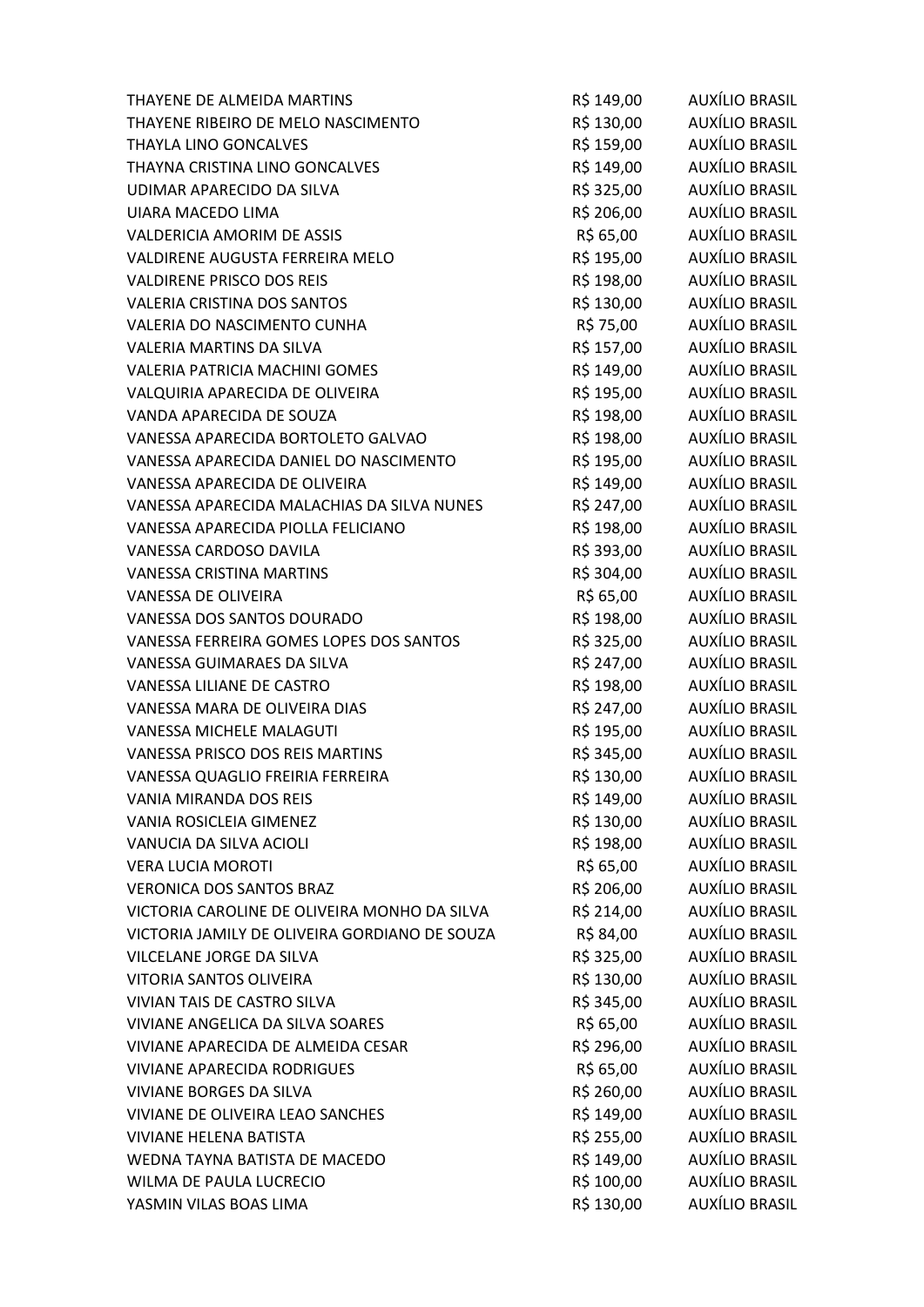| | | |
|---|---|---|
| THAYENE DE ALMEIDA MARTINS | R$ 149,00 | AUXÍLIO BRASIL |
| THAYENE RIBEIRO DE MELO NASCIMENTO | R$ 130,00 | AUXÍLIO BRASIL |
| THAYLA LINO GONCALVES | R$ 159,00 | AUXÍLIO BRASIL |
| THAYNA CRISTINA LINO GONCALVES | R$ 149,00 | AUXÍLIO BRASIL |
| UDIMAR APARECIDO DA SILVA | R$ 325,00 | AUXÍLIO BRASIL |
| UIARA MACEDO LIMA | R$ 206,00 | AUXÍLIO BRASIL |
| VALDERICIA AMORIM DE ASSIS | R$ 65,00 | AUXÍLIO BRASIL |
| VALDIRENE AUGUSTA FERREIRA MELO | R$ 195,00 | AUXÍLIO BRASIL |
| VALDIRENE PRISCO DOS REIS | R$ 198,00 | AUXÍLIO BRASIL |
| VALERIA CRISTINA DOS SANTOS | R$ 130,00 | AUXÍLIO BRASIL |
| VALERIA DO NASCIMENTO CUNHA | R$ 75,00 | AUXÍLIO BRASIL |
| VALERIA MARTINS DA SILVA | R$ 157,00 | AUXÍLIO BRASIL |
| VALERIA PATRICIA MACHINI GOMES | R$ 149,00 | AUXÍLIO BRASIL |
| VALQUIRIA APARECIDA DE OLIVEIRA | R$ 195,00 | AUXÍLIO BRASIL |
| VANDA APARECIDA DE SOUZA | R$ 198,00 | AUXÍLIO BRASIL |
| VANESSA APARECIDA BORTOLETO GALVAO | R$ 198,00 | AUXÍLIO BRASIL |
| VANESSA APARECIDA DANIEL DO NASCIMENTO | R$ 195,00 | AUXÍLIO BRASIL |
| VANESSA APARECIDA DE OLIVEIRA | R$ 149,00 | AUXÍLIO BRASIL |
| VANESSA APARECIDA MALACHIAS DA SILVA NUNES | R$ 247,00 | AUXÍLIO BRASIL |
| VANESSA APARECIDA PIOLLA FELICIANO | R$ 198,00 | AUXÍLIO BRASIL |
| VANESSA CARDOSO DAVILA | R$ 393,00 | AUXÍLIO BRASIL |
| VANESSA CRISTINA MARTINS | R$ 304,00 | AUXÍLIO BRASIL |
| VANESSA DE OLIVEIRA | R$ 65,00 | AUXÍLIO BRASIL |
| VANESSA DOS SANTOS DOURADO | R$ 198,00 | AUXÍLIO BRASIL |
| VANESSA FERREIRA GOMES LOPES DOS SANTOS | R$ 325,00 | AUXÍLIO BRASIL |
| VANESSA GUIMARAES DA SILVA | R$ 247,00 | AUXÍLIO BRASIL |
| VANESSA LILIANE DE CASTRO | R$ 198,00 | AUXÍLIO BRASIL |
| VANESSA MARA DE OLIVEIRA DIAS | R$ 247,00 | AUXÍLIO BRASIL |
| VANESSA MICHELE MALAGUTI | R$ 195,00 | AUXÍLIO BRASIL |
| VANESSA PRISCO DOS REIS MARTINS | R$ 345,00 | AUXÍLIO BRASIL |
| VANESSA QUAGLIO FREIRIA FERREIRA | R$ 130,00 | AUXÍLIO BRASIL |
| VANIA MIRANDA DOS REIS | R$ 149,00 | AUXÍLIO BRASIL |
| VANIA ROSICLEIA GIMENEZ | R$ 130,00 | AUXÍLIO BRASIL |
| VANUCIA DA SILVA ACIOLI | R$ 198,00 | AUXÍLIO BRASIL |
| VERA LUCIA MOROTI | R$ 65,00 | AUXÍLIO BRASIL |
| VERONICA DOS SANTOS BRAZ | R$ 206,00 | AUXÍLIO BRASIL |
| VICTORIA CAROLINE DE OLIVEIRA MONHO DA SILVA | R$ 214,00 | AUXÍLIO BRASIL |
| VICTORIA JAMILY DE OLIVEIRA GORDIANO DE SOUZA | R$ 84,00 | AUXÍLIO BRASIL |
| VILCELANE JORGE DA SILVA | R$ 325,00 | AUXÍLIO BRASIL |
| VITORIA SANTOS OLIVEIRA | R$ 130,00 | AUXÍLIO BRASIL |
| VIVIAN TAIS DE CASTRO SILVA | R$ 345,00 | AUXÍLIO BRASIL |
| VIVIANE ANGELICA DA SILVA SOARES | R$ 65,00 | AUXÍLIO BRASIL |
| VIVIANE APARECIDA DE ALMEIDA CESAR | R$ 296,00 | AUXÍLIO BRASIL |
| VIVIANE APARECIDA RODRIGUES | R$ 65,00 | AUXÍLIO BRASIL |
| VIVIANE BORGES DA SILVA | R$ 260,00 | AUXÍLIO BRASIL |
| VIVIANE DE OLIVEIRA LEAO SANCHES | R$ 149,00 | AUXÍLIO BRASIL |
| VIVIANE HELENA BATISTA | R$ 255,00 | AUXÍLIO BRASIL |
| WEDNA TAYNA BATISTA DE MACEDO | R$ 149,00 | AUXÍLIO BRASIL |
| WILMA DE PAULA LUCRECIO | R$ 100,00 | AUXÍLIO BRASIL |
| YASMIN VILAS BOAS LIMA | R$ 130,00 | AUXÍLIO BRASIL |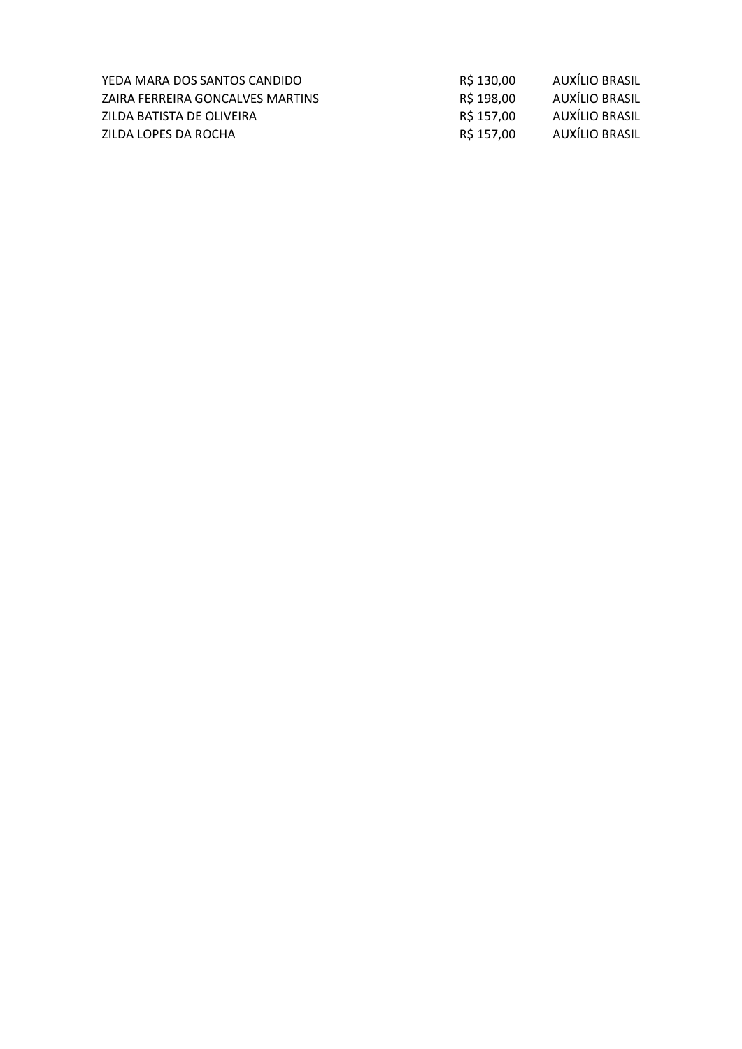| | | |
|---|---|---|
| YEDA MARA DOS SANTOS CANDIDO | R$ 130,00 | AUXÍLIO BRASIL |
| ZAIRA FERREIRA GONCALVES MARTINS | R$ 198,00 | AUXÍLIO BRASIL |
| ZILDA BATISTA DE OLIVEIRA | R$ 157,00 | AUXÍLIO BRASIL |
| ZILDA LOPES DA ROCHA | R$ 157,00 | AUXÍLIO BRASIL |